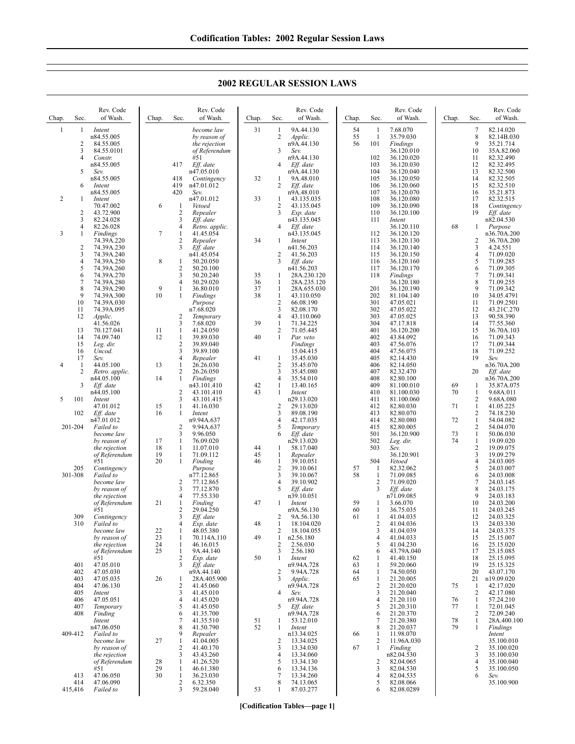## 2002 REGULAR SESSION LAWS

| Chap. | Sec. | Rev. Code of Wash. |
|---|---|---|
| 1 | 1 | *Intent* n84.55.005 |
| | 2 | 84.55.005 |
| | 3 | 84.55.0101 |
| | 4 | *Constr.* n84.55.005 |
| | 5 | *Sev.* n84.55.005 |
| | 6 | *Intent* n84.55.005 |
| 2 | 1 | *Intent* 70.47.002 |
| | 2 | 43.72.900 |
| | 3 | 82.24.028 |
| | 4 | 82.26.028 |
| 3 | 1 | *Findings* 74.39A.220 |
| | 2 | 74.39A.230 |
| | 3 | 74.39A.240 |
| | 4 | 74.39A.250 |
| | 5 | 74.39A.260 |
| | 6 | 74.39A.270 |
| | 7 | 74.39A.280 |
| | 8 | 74.39A.290 |
| | 9 | 74.39A.300 |
| | 10 | 74.39A.030 |
| | 11 | 74.39A.095 |
| | 12 | *Applic.* 41.56.026 |
| | 13 | 70.127.041 |
| | 14 | 74.09.740 |
| | 15 | *Leg. dir.* |
| | 16 | *Uncod.* |
| | 17 | *Sev.* |
| 4 | 1 | 44.05.100 |
| | 2 | *Retro. applic.* n44.05.100 |
| | 3 | *Eff. date* n44.05.100 |
| 5 | 101 | *Intent* 47.01.012 |
| | 102 | *Eff. date* n47.01.012 |
| | 201-204 | *Failed to become law by reason of the rejection of Referendum #51* |
| | 205 | *Contingency* |
| | 301-308 | *Failed to become law by reason of the rejection of Referendum #51* |
| | 309 | *Contingency* |
| | 310 | *Failed to become law by reason of the rejection of Referendum #51* |
| | 401 | 47.05.010 |
| | 402 | 47.05.030 |
| | 403 | 47.05.035 |
| | 404 | 47.06.130 |
| | 405 | *Intent* |
| | 406 | 47.05.051 |
| | 407 | *Temporary* |
| | 408 | *Finding Intent* n47.06.050 |
| | 409-412 | *Failed to become law by reason of the rejection of Referendum #51* |
| | 413 | 47.06.050 |
| | 414 | 47.06.090 |
| | 415,416 | *Failed to become law by reason of the rejection of Referendum #51* |
| | 417 | *Eff. date* n47.05.010 |
| | 418 | *Contingency* |
| | 419 | n47.01.012 |
| | 420 | *Sev.* n47.01.012 |
| 6 | 1 | *Vetoed* |
| | 2 | *Repealer* |
| | 3 | *Eff. date* |
| | 4 | *Retro. applic.* |
| 7 | 1 | 41.45.054 |
| | 2 | *Repealer* |
| | 3 | *Eff. date* n41.45.054 |
| 8 | 1 | 50.20.050 |
| | 2 | 50.20.100 |
| | 3 | 50.20.240 |
| | 4 | 50.29.020 |
| 9 | 1 | 36.80.010 |
| 10 | 1 | *Findings Purpose* n7.68.020 |
| | 2 | *Temporary* |
| | 3 | 7.68.020 |
| 11 | 1 | 41.24.050 |
| 12 | 1 | 39.89.030 |
| | 2 | 39.89.040 |
| | 3 | 39.89.100 |
| | 4 | *Repealer* |
| 13 | 1 | 26.26.030 |
| | 2 | 26.26.050 |
| 14 | 1 | *Findings* n43.101.410 |
| | 2 | 43.101.410 |
| | 3 | 43.101.415 |
| 15 | 1 | 41.16.030 |
| 16 | 1 | *Intent* n9.94A.637 |
| | 2 | 9.94A.637 |
| | 3 | 9.96.050 |
| 17 | 1 | 76.09.020 |
| 18 | 1 | 11.07.010 |
| 19 | 1 | 71.09.112 |
| 20 | 1 | *Finding Purpose* n77.12.865 |
| | 2 | 77.12.865 |
| | 3 | 77.12.870 |
| | 4 | 77.55.330 |
| 21 | 1 | *Finding* |
| | 2 | 29.04.250 |
| | 3 | *Eff. date* |
| | 4 | *Exp. date* |
| 22 | 1 | 48.05.380 |
| 23 | 1 | 70.114A.110 |
| 24 | 1 | 46.16.015 |
| 25 | 1 | 9A.44.140 |
| | 2 | *Exp. date* |
| | 3 | *Eff. date* n9A.44.140 |
| 26 | 1 | 28A.405.900 |
| | 2 | 41.45.060 |
| | 3 | 41.45.010 |
| | 4 | 41.45.020 |
| | 5 | 41.45.050 |
| | 6 | 41.35.700 |
| | 7 | 41.35.510 |
| | 8 | 41.50.790 |
| | 9 | *Repealer* |
| 27 | 1 | 41.04.005 |
| | 2 | 41.40.170 |
| | 3 | 43.43.260 |
| 28 | 1 | 41.26.520 |
| 29 | 1 | 46.61.380 |
| 30 | 1 | 36.23.030 |
| | 2 | 6.32.350 |
| | 3 | 59.28.040 |
| 31 | 1 | 9A.44.130 |
| | 2 | *Applic.* n9A.44.130 |
| | 3 | *Sev.* n9A.44.130 |
| | 4 | *Eff. date* n9A.44.130 |
| 32 | 1 | 9A.48.010 |
| | 2 | *Eff. date* n9A.48.010 |
| 33 | 1 | 43.135.035 |
| | 2 | 43.135.045 |
| | 3 | *Exp. date* n43.135.045 |
| | 4 | *Eff. date* n43.135.045 |
| 34 | 1 | *Intent* n41.56.203 |
| | 2 | 41.56.203 |
| | 3 | *Eff. date* n41.56.203 |
| 35 | 1 | 28A.230.120 |
| 36 | 1 | 28A.235.120 |
| 37 | 1 | 28A.655.030 |
| 38 | 1 | 43.110.050 |
| | 2 | 66.08.190 |
| | 3 | 82.08.170 |
| | 4 | 43.110.060 |
| 39 | 1 | 71.34.225 |
| | 2 | 71.05.445 |
| 40 | 1 | *Par. veto Findings* 15.04.415 |
| 41 | 1 | 35.45.030 |
| | 2 | 35.45.070 |
| | 3 | 35.45.080 |
| | 4 | 35.54.010 |
| 42 | 1 | 13.40.165 |
| 43 | 1 | *Intent* n29.13.020 |
| | 2 | 29.13.020 |
| | 3 | 89.08.190 |
| | 4 | 42.17.035 |
| | 5 | *Temporary* |
| | 6 | *Eff. date* n29.13.020 |
| 44 | 1 | 58.17.040 |
| 45 | 1 | *Repealer* |
| 46 | 1 | 39.10.051 |
| | 2 | 39.10.061 |
| | 3 | 39.10.067 |
| | 4 | 39.10.902 |
| | 5 | *Eff. date* n39.10.051 |
| 47 | 1 | *Intent* n9A.56.130 |
| | 2 | 9A.56.130 |
| 48 | 1 | 18.104.020 |
| | 2 | 18.104.055 |
| 49 | 1 | n2.56.180 |
| | 2 | 2.56.030 |
| | 3 | 2.56.180 |
| 50 | 1 | *Intent* n9.94A.728 |
| | 2 | 9.94A.728 |
| | 3 | *Applic.* n9.94A.728 |
| | 4 | *Sev.* n9.94A.728 |
| | 5 | *Eff. date* n9.94A.728 |
| 51 | 1 | 53.12.010 |
| 52 | 1 | *Intent* n13.34.025 |
| | 2 | 13.34.025 |
| | 3 | 13.34.030 |
| | 4 | 13.34.060 |
| | 5 | 13.34.130 |
| | 6 | 13.34.136 |
| | 7 | 13.34.260 |
| | 8 | 74.13.065 |
| 53 | 1 | 87.03.277 |
| 54 | 1 | 7.68.070 |
| 55 | 1 | 35.79.030 |
| 56 | 101 | *Findings* 36.120.010 |
| | 102 | 36.120.020 |
| | 103 | 36.120.030 |
| | 104 | 36.120.040 |
| | 105 | 36.120.050 |
| | 106 | 36.120.060 |
| | 107 | 36.120.070 |
| | 108 | 36.120.080 |
| | 109 | 36.120.090 |
| | 110 | 36.120.100 |
| | 111 | *Intent* 36.120.110 |
| | 112 | 36.120.120 |
| | 113 | 36.120.130 |
| | 114 | 36.120.140 |
| | 115 | 36.120.150 |
| | 116 | 36.120.160 |
| | 117 | 36.120.170 |
| | 118 | *Findings* 36.120.180 |
| | 201 | 36.120.190 |
| | 202 | 81.104.140 |
| | 301 | 47.05.021 |
| | 302 | 47.05.022 |
| | 303 | 47.05.025 |
| | 304 | 47.17.818 |
| | 401 | 36.120.200 |
| | 402 | 43.84.092 |
| | 403 | 47.56.076 |
| | 404 | 47.56.075 |
| | 405 | 82.14.430 |
| | 406 | 82.14.050 |
| | 407 | 82.32.470 |
| | 408 | 82.80.100 |
| | 409 | 81.100.010 |
| | 410 | 81.100.030 |
| | 411 | 81.100.060 |
| | 412 | 82.80.030 |
| | 413 | 82.80.070 |
| | 414 | 82.80.080 |
| | 415 | 82.80.005 |
| | 501 | 36.120.900 |
| | 502 | *Leg. dir.* |
| | 503 | *Sev.* 36.120.901 |
| | 504 | *Vetoed* |
| 57 | 1 | 82.32.062 |
| 58 | 1 | 71.09.085 |
| | 2 | 71.09.020 |
| | 3 | *Eff. date* n71.09.085 |
| 59 | 1 | 3.66.070 |
| 60 | 1 | 36.75.035 |
| 61 | 1 | 41.04.035 |
| | 2 | 41.04.036 |
| | 3 | 41.04.039 |
| | 4 | 41.04.033 |
| | 5 | 41.04.230 |
| | 6 | 43.79A.040 |
| 62 | 1 | 41.40.150 |
| 63 | 1 | 59.20.060 |
| 64 | 1 | 74.50.050 |
| 65 | 1 | 21.20.005 |
| | 2 | 21.20.020 |
| | 3 | 21.20.040 |
| | 4 | 21.20.110 |
| | 5 | 21.20.310 |
| | 6 | 21.20.370 |
| | 7 | 21.20.380 |
| | 8 | 21.20.037 |
| 66 | 1 | 11.98.070 |
| | 2 | 11.96A.030 |
| 67 | 1 | *Finding* n82.04.530 |
| | 2 | 82.04.065 |
| | 3 | 82.04.530 |
| | 4 | 82.04.535 |
| | 5 | 82.08.066 |
| | 6 | 82.08.0289 |
| | 7 | 82.14.020 |
| | 8 | 82.14B.030 |
| | 9 | 35.21.714 |
| | 10 | 35A.82.060 |
| | 11 | 82.32.490 |
| | 12 | 82.32.495 |
| | 13 | 82.32.500 |
| | 14 | 82.32.505 |
| | 15 | 82.32.510 |
| | 16 | 35.21.873 |
| | 17 | 82.32.515 |
| | 18 | *Contingency* |
| | 19 | *Eff. date* n82.04.530 |
| 68 | 1 | *Purpose* n36.70A.200 |
| | 2 | 36.70A.200 |
| | 3 | 4.24.551 |
| | 4 | 71.09.020 |
| | 5 | 71.09.285 |
| | 6 | 71.09.305 |
| | 7 | 71.09.341 |
| | 8 | 71.09.255 |
| | 9 | 71.09.342 |
| | 10 | 34.05.4791 |
| | 11 | 71.09.2501 |
| | 12 | 43.21C.270 |
| | 13 | 90.58.390 |
| | 14 | 77.55.360 |
| | 15 | 36.70A.103 |
| | 16 | 71.09.343 |
| | 17 | 71.09.344 |
| | 18 | 71.09.252 |
| | 19 | *Sev.* n36.70A.200 |
| | 20 | *Eff. date* n36.70A.200 |
| 69 | 1 | 35.87A.075 |
| 70 | 1 | 9.68A.011 |
| | 2 | 9.68A.080 |
| 71 | 1 | 41.05.225 |
| | 2 | 74.18.230 |
| 72 | 1 | 54.04.082 |
| | 2 | 54.04.070 |
| 73 | 1 | 50.06.030 |
| 74 | 1 | 19.09.020 |
| | 2 | 19.09.075 |
| | 3 | 19.09.279 |
| | 4 | 24.03.005 |
| | 5 | 24.03.007 |
| | 6 | 24.03.008 |
| | 7 | 24.03.145 |
| | 8 | 24.03.175 |
| | 9 | 24.03.183 |
| | 10 | 24.03.200 |
| | 11 | 24.03.245 |
| | 12 | 24.03.325 |
| | 13 | 24.03.330 |
| | 14 | 24.03.375 |
| | 15 | 25.15.007 |
| | 16 | 25.15.020 |
| | 17 | 25.15.085 |
| | 18 | 25.15.095 |
| | 19 | 25.15.325 |
| | 20 | 43.07.170 |
| | 21 | n19.09.020 |
| 75 | 1 | 42.17.020 |
| | 2 | 42.17.080 |
| 76 | 1 | 57.24.210 |
| 77 | 1 | 72.01.045 |
| | 2 | 72.09.240 |
| 78 | 1 | 28A.400.100 |
| 79 | 1 | *Findings Intent* 35.100.010 |
| | 2 | 35.100.020 |
| | 3 | 35.100.030 |
| | 4 | 35.100.040 |
| | 5 | 35.100.050 |
| | 6 | *Sev.* 35.100.900 |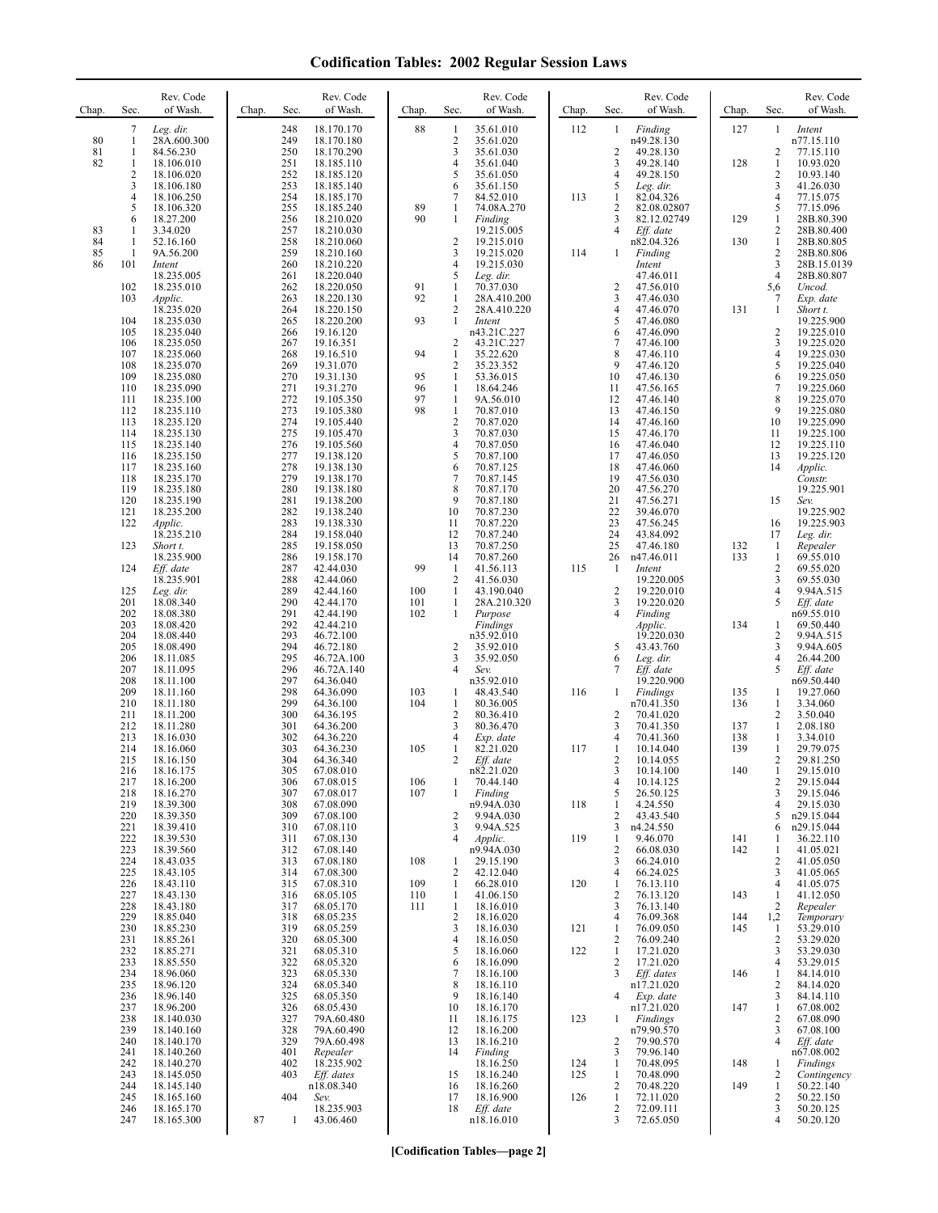# Codification Tables: 2002 Regular Session Laws

| Chap. | Sec. | Rev. Code of Wash. |
|---|---|---|
| | 7 | *Leg. dir.* |
| 80 | 1 | 28A.600.300 |
| 81 | 1 | 84.56.230 |
| 82 | 1 | 18.106.010 |
| | 2 | 18.106.020 |
| | 3 | 18.106.180 |
| | 4 | 18.106.250 |
| | 5 | 18.106.320 |
| | 6 | 18.27.200 |
| 83 | 1 | 3.34.020 |
| 84 | 1 | 52.16.160 |
| 85 | 1 | 9A.56.200 |
| 86 | 101 | *Intent* 18.235.005 |
| | 102 | 18.235.010 |
| | 103 | *Applic.* 18.235.020 |
| | 104 | 18.235.030 |
| | 105 | 18.235.040 |
| | 106 | 18.235.050 |
| | 107 | 18.235.060 |
| | 108 | 18.235.070 |
| | 109 | 18.235.080 |
| | 110 | 18.235.090 |
| | 111 | 18.235.100 |
| | 112 | 18.235.110 |
| | 113 | 18.235.120 |
| | 114 | 18.235.130 |
| | 115 | 18.235.140 |
| | 116 | 18.235.150 |
| | 117 | 18.235.160 |
| | 118 | 18.235.170 |
| | 119 | 18.235.180 |
| | 120 | 18.235.190 |
| | 121 | 18.235.200 |
| | 122 | *Applic.* 18.235.210 |
| | 123 | *Short t.* 18.235.900 |
| | 124 | *Eff. date* 18.235.901 |
| | 125 | *Leg. dir.* |
| | 201 | 18.08.340 |
| | 202 | 18.08.380 |
| | 203 | 18.08.420 |
| | 204 | 18.08.440 |
| | 205 | 18.08.490 |
| | 206 | 18.11.085 |
| | 207 | 18.11.095 |
| | 208 | 18.11.100 |
| | 209 | 18.11.160 |
| | 210 | 18.11.180 |
| | 211 | 18.11.200 |
| | 212 | 18.11.280 |
| | 213 | 18.16.030 |
| | 214 | 18.16.060 |
| | 215 | 18.16.150 |
| | 216 | 18.16.175 |
| | 217 | 18.16.200 |
| | 218 | 18.16.270 |
| | 219 | 18.39.300 |
| | 220 | 18.39.350 |
| | 221 | 18.39.410 |
| | 222 | 18.39.530 |
| | 223 | 18.39.560 |
| | 224 | 18.43.035 |
| | 225 | 18.43.105 |
| | 226 | 18.43.110 |
| | 227 | 18.43.130 |
| | 228 | 18.43.180 |
| | 229 | 18.85.040 |
| | 230 | 18.85.230 |
| | 231 | 18.85.261 |
| | 232 | 18.85.271 |
| | 233 | 18.85.550 |
| | 234 | 18.96.060 |
| | 235 | 18.96.120 |
| | 236 | 18.96.140 |
| | 237 | 18.96.200 |
| | 238 | 18.140.030 |
| | 239 | 18.140.160 |
| | 240 | 18.140.170 |
| | 241 | 18.140.260 |
| | 242 | 18.140.270 |
| | 243 | 18.145.050 |
| | 244 | 18.145.140 |
| | 245 | 18.165.160 |
| | 246 | 18.165.170 |
| | 247 | 18.165.300 |
| | 248 | 18.170.170 |
| | 249 | 18.170.180 |
| | 250 | 18.170.290 |
| | 251 | 18.185.110 |
| | 252 | 18.185.120 |
| | 253 | 18.185.140 |
| | 254 | 18.185.170 |
| | 255 | 18.185.240 |
| | 256 | 18.210.020 |
| | 257 | 18.210.030 |
| | 258 | 18.210.060 |
| | 259 | 18.210.160 |
| | 260 | 18.210.220 |
| | 261 | 18.220.040 |
| | 262 | 18.220.050 |
| | 263 | 18.220.130 |
| | 264 | 18.220.150 |
| | 265 | 18.220.200 |
| | 266 | 19.16.120 |
| | 267 | 19.16.351 |
| | 268 | 19.16.510 |
| | 269 | 19.31.070 |
| | 270 | 19.31.130 |
| | 271 | 19.31.270 |
| | 272 | 19.105.350 |
| | 273 | 19.105.380 |
| | 274 | 19.105.440 |
| | 275 | 19.105.470 |
| | 276 | 19.105.560 |
| | 277 | 19.138.120 |
| | 278 | 19.138.130 |
| | 279 | 19.138.170 |
| | 280 | 19.138.180 |
| | 281 | 19.138.200 |
| | 282 | 19.138.240 |
| | 283 | 19.138.330 |
| | 284 | 19.158.040 |
| | 285 | 19.158.050 |
| | 286 | 19.158.170 |
| | 287 | 42.44.030 |
| | 288 | 42.44.060 |
| | 289 | 42.44.160 |
| | 290 | 42.44.170 |
| | 291 | 42.44.190 |
| | 292 | 42.44.210 |
| | 293 | 46.72.100 |
| | 294 | 46.72.180 |
| | 295 | 46.72A.100 |
| | 296 | 46.72A.140 |
| | 297 | 64.36.040 |
| | 298 | 64.36.090 |
| | 299 | 64.36.100 |
| | 300 | 64.36.195 |
| | 301 | 64.36.200 |
| | 302 | 64.36.220 |
| | 303 | 64.36.230 |
| | 304 | 64.36.340 |
| | 305 | 67.08.010 |
| | 306 | 67.08.015 |
| | 307 | 67.08.017 |
| | 308 | 67.08.090 |
| | 309 | 67.08.100 |
| | 310 | 67.08.110 |
| | 311 | 67.08.130 |
| | 312 | 67.08.140 |
| | 313 | 67.08.180 |
| | 314 | 67.08.300 |
| | 315 | 67.08.310 |
| | 316 | 68.05.105 |
| | 317 | 68.05.170 |
| | 318 | 68.05.235 |
| | 319 | 68.05.259 |
| | 320 | 68.05.300 |
| | 321 | 68.05.310 |
| | 322 | 68.05.320 |
| | 323 | 68.05.330 |
| | 324 | 68.05.340 |
| | 325 | 68.05.350 |
| | 326 | 68.05.430 |
| | 327 | 79A.60.480 |
| | 328 | 79A.60.490 |
| | 329 | 79A.60.498 |
| | 401 | *Repealer* |
| | 402 | 18.235.902 |
| | 403 | *Eff. dates* n18.08.340 |
| | 404 | *Sev.* 18.235.903 |
| 87 | 1 | 43.06.460 |
| 88 | 1 | 35.61.010 |
| | 2 | 35.61.020 |
| | 3 | 35.61.030 |
| | 4 | 35.61.040 |
| | 5 | 35.61.050 |
| | 6 | 35.61.150 |
| | 7 | 84.52.010 |
| 89 | 1 | 74.08A.270 |
| 90 | 1 | *Finding* 19.215.005 |
| | 2 | 19.215.010 |
| | 3 | 19.215.020 |
| | 4 | 19.215.030 |
| | 5 | *Leg. dir.* |
| 91 | 1 | 70.37.030 |
| 92 | 1 | 28A.410.200 |
| | 2 | 28A.410.220 |
| 93 | 1 | *Intent* n43.21C.227 |
| | 2 | 43.21C.227 |
| 94 | 1 | 35.22.620 |
| | 2 | 35.23.352 |
| 95 | 1 | 53.36.015 |
| 96 | 1 | 18.64.246 |
| 97 | 1 | 9A.56.010 |
| 98 | 1 | 70.87.010 |
| | 2 | 70.87.020 |
| | 3 | 70.87.030 |
| | 4 | 70.87.050 |
| | 5 | 70.87.100 |
| | 6 | 70.87.125 |
| | 7 | 70.87.145 |
| | 8 | 70.87.170 |
| | 9 | 70.87.180 |
| | 10 | 70.87.230 |
| | 11 | 70.87.220 |
| | 12 | 70.87.240 |
| | 13 | 70.87.250 |
| | 14 | 70.87.260 |
| 99 | 1 | 41.56.113 |
| | 2 | 41.56.030 |
| 100 | 1 | 43.190.040 |
| 101 | 1 | 28A.210.320 |
| 102 | 1 | *Purpose Findings* n35.92.010 |
| | 2 | 35.92.010 |
| | 3 | 35.92.050 |
| | 4 | *Sev.* n35.92.010 |
| 103 | 1 | 48.43.540 |
| 104 | 1 | 80.36.005 |
| | 2 | 80.36.410 |
| | 3 | 80.36.470 |
| | 4 | *Exp. date* |
| 105 | 1 | 82.21.020 |
| | 2 | *Eff. date* n82.21.020 |
| 106 | 1 | 70.44.140 |
| 107 | 1 | *Finding* n9.94A.030 |
| | 2 | 9.94A.030 |
| | 3 | 9.94A.525 |
| | 4 | *Applic.* n9.94A.030 |
| 108 | 1 | 29.15.190 |
| | 2 | 42.12.040 |
| 109 | 1 | 66.28.010 |
| 110 | 1 | 41.06.150 |
| 111 | 1 | 18.16.010 |
| | 2 | 18.16.020 |
| | 3 | 18.16.030 |
| | 4 | 18.16.050 |
| | 5 | 18.16.060 |
| | 6 | 18.16.090 |
| | 7 | 18.16.100 |
| | 8 | 18.16.110 |
| | 9 | 18.16.140 |
| | 10 | 18.16.170 |
| | 11 | 18.16.175 |
| | 12 | 18.16.200 |
| | 13 | 18.16.210 |
| | 14 | *Finding* 18.16.250 |
| | 15 | 18.16.240 |
| | 16 | 18.16.260 |
| | 17 | 18.16.900 |
| | 18 | *Eff. date* n18.16.010 |
| 112 | 1 | *Finding* n49.28.130 |
| | 2 | 49.28.130 |
| | 3 | 49.28.140 |
| | 4 | 49.28.150 |
| | 5 | *Leg. dir.* |
| 113 | 1 | 82.04.326 |
| | 2 | 82.08.02807 |
| | 3 | 82.12.02749 |
| | 4 | *Eff. date* n82.04.326 |
| 114 | 1 | *Finding Intent* 47.46.011 |
| | 2 | 47.56.010 |
| | 3 | 47.46.030 |
| | 4 | 47.46.070 |
| | 5 | 47.46.080 |
| | 6 | 47.46.090 |
| | 7 | 47.46.100 |
| | 8 | 47.46.110 |
| | 9 | 47.46.120 |
| | 10 | 47.46.130 |
| | 11 | 47.56.165 |
| | 12 | 47.46.140 |
| | 13 | 47.46.150 |
| | 14 | 47.46.160 |
| | 15 | 47.46.170 |
| | 16 | 47.46.040 |
| | 17 | 47.46.050 |
| | 18 | 47.46.060 |
| | 19 | 47.56.030 |
| | 20 | 47.56.270 |
| | 21 | 47.56.271 |
| | 22 | 39.46.070 |
| | 23 | 47.56.245 |
| | 24 | 43.84.092 |
| | 25 | 47.46.180 |
| | 26 | n47.46.011 |
| 115 | 1 | *Intent* 19.220.005 |
| | 2 | 19.220.010 |
| | 3 | 19.220.020 |
| | 4 | *Finding Applic.* 19.220.030 |
| | 5 | 43.43.760 |
| | 6 | *Leg. dir.* |
| | 7 | *Eff. date* 19.220.900 |
| 116 | 1 | *Findings* n70.41.350 |
| | 2 | 70.41.020 |
| | 3 | 70.41.350 |
| | 4 | 70.41.360 |
| 117 | 1 | 10.14.040 |
| | 2 | 10.14.055 |
| | 3 | 10.14.100 |
| | 4 | 10.14.125 |
| | 5 | 26.50.125 |
| 118 | 1 | 4.24.550 |
| | 2 | 43.43.540 |
| | 3 | n4.24.550 |
| 119 | 1 | 9.46.070 |
| | 2 | 66.08.030 |
| | 3 | 66.24.010 |
| | 4 | 66.24.025 |
| 120 | 1 | 76.13.110 |
| | 2 | 76.13.120 |
| | 3 | 76.13.140 |
| | 4 | 76.09.368 |
| 121 | 1 | 76.09.050 |
| | 2 | 76.09.240 |
| 122 | 1 | 17.21.020 |
| | 2 | 17.21.020 |
| | 3 | *Eff. dates* n17.21.020 |
| | 4 | *Exp. date* n17.21.020 |
| 123 | 1 | *Findings* n79.90.570 |
| | 2 | 79.90.570 |
| | 3 | 79.96.140 |
| 124 | 1 | 70.48.095 |
| 125 | 1 | 70.48.090 |
| | 2 | 70.48.220 |
| 126 | 1 | 72.11.020 |
| | 2 | 72.09.111 |
| | 3 | 72.65.050 |
| 127 | 1 | *Intent* n77.15.110 |
| | 2 | 77.15.110 |
| 128 | 1 | 10.93.020 |
| | 2 | 10.93.140 |
| | 3 | 41.26.030 |
| | 4 | 77.15.075 |
| | 5 | 77.15.096 |
| 129 | 1 | 28B.80.390 |
| | 2 | 28B.80.400 |
| 130 | 1 | 28B.80.805 |
| | 2 | 28B.80.806 |
| | 3 | 28B.15.0139 |
| | 4 | 28B.80.807 |
| | 5,6 | *Uncod.* |
| | 7 | *Exp. date* |
| 131 | 1 | *Short t.* 19.225.900 |
| | 2 | 19.225.010 |
| | 3 | 19.225.020 |
| | 4 | 19.225.030 |
| | 5 | 19.225.040 |
| | 6 | 19.225.050 |
| | 7 | 19.225.060 |
| | 8 | 19.225.070 |
| | 9 | 19.225.080 |
| | 10 | 19.225.090 |
| | 11 | 19.225.100 |
| | 12 | 19.225.110 |
| | 13 | 19.225.120 |
| | 14 | *Applic. Constr.* 19.225.901 |
| | 15 | *Sev.* 19.225.902 |
| | 16 | 19.225.903 |
| | 17 | *Leg. dir.* |
| 132 | 1 | *Repealer* |
| 133 | 1 | 69.55.010 |
| | 2 | 69.55.020 |
| | 3 | 69.55.030 |
| | 4 | 9.94A.515 |
| | 5 | *Eff. date* n69.55.010 |
| 134 | 1 | 69.50.440 |
| | 2 | 9.94A.515 |
| | 3 | 9.94A.605 |
| | 4 | 26.44.200 |
| | 5 | *Eff. date* n69.50.440 |
| 135 | 1 | 19.27.060 |
| 136 | 1 | 3.34.060 |
| | 2 | 3.50.040 |
| 137 | 1 | 2.08.180 |
| 138 | 1 | 3.34.010 |
| 139 | 1 | 29.79.075 |
| | 2 | 29.81.250 |
| 140 | 1 | 29.15.010 |
| | 2 | 29.15.044 |
| | 3 | 29.15.046 |
| | 4 | 29.15.030 |
| | 5 | n29.15.044 |
| | 6 | n29.15.044 |
| 141 | 1 | 36.22.110 |
| 142 | 1 | 41.05.021 |
| | 2 | 41.05.050 |
| | 3 | 41.05.065 |
| | 4 | 41.05.075 |
| 143 | 1 | 41.12.050 |
| | 2 | *Repealer* |
| 144 | 1,2 | *Temporary* |
| 145 | 1 | 53.29.010 |
| | 2 | 53.29.020 |
| | 3 | 53.29.030 |
| | 4 | 53.29.015 |
| 146 | 1 | 84.14.010 |
| | 2 | 84.14.020 |
| | 3 | 84.14.110 |
| 147 | 1 | 67.08.002 |
| | 2 | 67.08.090 |
| | 3 | 67.08.100 |
| | 4 | *Eff. date* n67.08.002 |
| 148 | 1 | *Findings* |
| | 2 | *Contingency* |
| 149 | 1 | 50.22.140 |
| | 2 | 50.22.150 |
| | 3 | 50.20.125 |
| | 4 | 50.20.120 |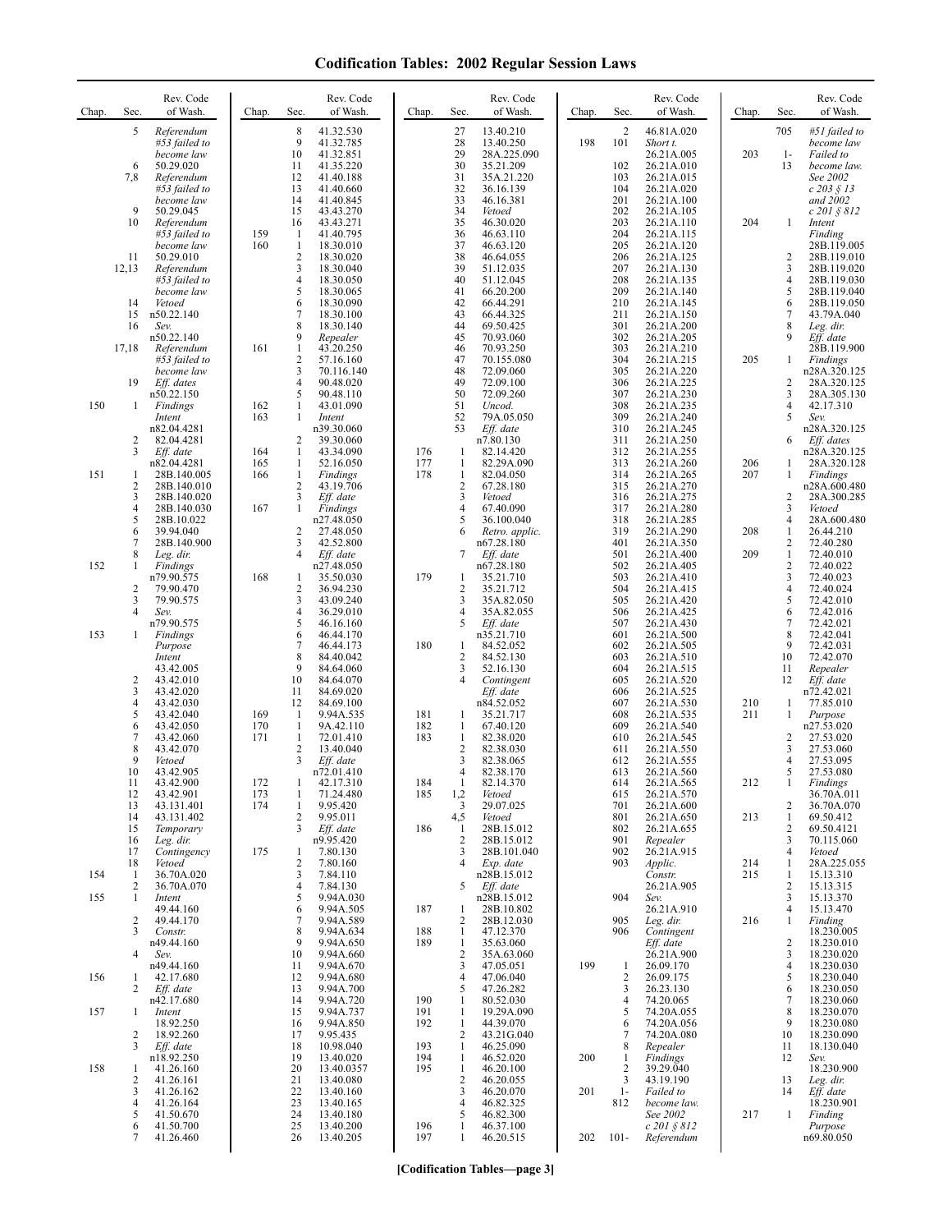# Codification Tables: 2002 Regular Session Laws

| Chap. | Sec. | Rev. Code of Wash. |
|---|---|---|
| | 5 | Referendum #53 failed to become law |
| | 6 | 50.29.020 |
| | 7,8 | Referendum #53 failed to become law |
| | 9 | 50.29.045 |
| | 10 | Referendum #53 failed to become law |
| | 11 | 50.29.010 |
| | 12,13 | Referendum #53 failed to become law |
| | 14 | Vetoed |
| | 15 | n50.22.140 |
| | 16 | Sev. n50.22.140 |
| | 17,18 | Referendum #53 failed to become law |
| | 19 | Eff. dates n50.22.150 |
| 150 | 1 | Findings Intent n82.04.4281 |
| | 2 | 82.04.4281 |
| | 3 | Eff. date n82.04.4281 |
| 151 | 1 | 28B.140.005 |
| | 2 | 28B.140.010 |
| | 3 | 28B.140.020 |
| | 4 | 28B.140.030 |
| | 5 | 28B.10.022 |
| | 6 | 39.94.040 |
| | 7 | 28B.140.900 |
| | 8 | Leg. dir. |
| 152 | 1 | Findings n79.90.575 |
| | 2 | 79.90.470 |
| | 3 | 79.90.575 |
| | 4 | Sev. n79.90.575 |
| 153 | 1 | Findings Purpose Intent 43.42.005 |
| | 2 | 43.42.010 |
| | 3 | 43.42.020 |
| | 4 | 43.42.030 |
| | 5 | 43.42.040 |
| | 6 | 43.42.050 |
| | 7 | 43.42.060 |
| | 8 | 43.42.070 |
| | 9 | Vetoed |
| | 10 | 43.42.905 |
| | 11 | 43.42.900 |
| | 12 | 43.42.901 |
| | 13 | 43.131.401 |
| | 14 | 43.131.402 |
| | 15 | Temporary |
| | 16 | Leg. dir. |
| | 17 | Contingency |
| | 18 | Vetoed |
| 154 | 1 | 36.70A.020 |
| | 2 | 36.70A.070 |
| 155 | 1 | Intent 49.44.160 |
| | 2 | 49.44.170 |
| | 3 | Constr. n49.44.160 |
| | 4 | Sev. n49.44.160 |
| 156 | 1 | 42.17.680 |
| | 2 | Eff. date n42.17.680 |
| 157 | 1 | Intent 18.92.250 |
| | 2 | 18.92.260 |
| | 3 | Eff. date n18.92.250 |
| 158 | 1 | 41.26.160 |
| | 2 | 41.26.161 |
| | 3 | 41.26.162 |
| | 4 | 41.26.164 |
| | 5 | 41.50.670 |
| | 6 | 41.50.700 |
| | 7 | 41.26.460 |
| | 8 | 41.32.530 |
| | 9 | 41.32.785 |
| | 10 | 41.32.851 |
| | 11 | 41.35.220 |
| | 12 | 41.40.188 |
| | 13 | 41.40.660 |
| | 14 | 41.40.845 |
| | 15 | 43.43.270 |
| | 16 | 43.43.271 |
| 159 | 1 | 41.40.795 |
| 160 | 1 | 18.30.010 |
| | 2 | 18.30.020 |
| | 3 | 18.30.040 |
| | 4 | 18.30.050 |
| | 5 | 18.30.065 |
| | 6 | 18.30.090 |
| | 7 | 18.30.100 |
| | 8 | 18.30.140 |
| | 9 | Repealer |
| 161 | 1 | 43.20.250 |
| | 2 | 57.16.160 |
| | 3 | 70.116.140 |
| | 4 | 90.48.020 |
| | 5 | 90.48.110 |
| 162 | 1 | 43.01.090 |
| 163 | 1 | Intent n39.30.060 |
| | 2 | 39.30.060 |
| 164 | 1 | 43.34.090 |
| 165 | 1 | 52.16.050 |
| 166 | 1 | Findings |
| | 2 | 43.19.706 |
| | 3 | Eff. date |
| 167 | 1 | Findings n27.48.050 |
| | 2 | 27.48.050 |
| | 3 | 42.52.800 |
| | 4 | Eff. date n27.48.050 |
| 168 | 1 | 35.50.030 |
| | 2 | 36.94.230 |
| | 3 | 43.09.240 |
| | 4 | 36.29.010 |
| | 5 | 46.16.160 |
| | 6 | 46.44.170 |
| | 7 | 46.44.173 |
| | 8 | 84.40.042 |
| | 9 | 84.64.060 |
| | 10 | 84.64.070 |
| | 11 | 84.69.020 |
| | 12 | 84.69.100 |
| 169 | 1 | 9.94A.535 |
| 170 | 1 | 9A.42.110 |
| 171 | 1 | 72.01.410 |
| | 2 | 13.40.040 |
| | 3 | Eff. date n72.01.410 |
| 172 | 1 | 42.17.310 |
| 173 | 1 | 71.24.480 |
| 174 | 1 | 9.95.420 |
| | 2 | 9.95.011 |
| | 3 | Eff. date n9.95.420 |
| 175 | 1 | 7.80.130 |
| | 2 | 7.80.160 |
| | 3 | 7.84.110 |
| | 4 | 7.84.130 |
| | 5 | 9.94A.030 |
| | 6 | 9.94A.505 |
| | 7 | 9.94A.589 |
| | 8 | 9.94A.634 |
| | 9 | 9.94A.650 |
| | 10 | 9.94A.660 |
| | 11 | 9.94A.670 |
| | 12 | 9.94A.680 |
| | 13 | 9.94A.700 |
| | 14 | 9.94A.720 |
| | 15 | 9.94A.737 |
| | 16 | 9.94A.850 |
| | 17 | 9.95.435 |
| | 18 | 10.98.040 |
| | 19 | 13.40.020 |
| | 20 | 13.40.0357 |
| | 21 | 13.40.080 |
| | 22 | 13.40.160 |
| | 23 | 13.40.165 |
| | 24 | 13.40.180 |
| | 25 | 13.40.200 |
| | 26 | 13.40.205 |
| | 27 | 13.40.210 |
| | 28 | 13.40.250 |
| | 29 | 28A.225.090 |
| | 30 | 35.21.209 |
| | 31 | 35A.21.220 |
| | 32 | 36.16.139 |
| | 33 | 46.16.381 |
| | 34 | Vetoed |
| | 35 | 46.30.020 |
| | 36 | 46.63.110 |
| | 37 | 46.63.120 |
| | 38 | 46.64.055 |
| | 39 | 51.12.035 |
| | 40 | 51.12.045 |
| | 41 | 66.20.200 |
| | 42 | 66.44.291 |
| | 43 | 66.44.325 |
| | 44 | 69.50.425 |
| | 45 | 70.93.060 |
| | 46 | 70.93.250 |
| | 47 | 70.155.080 |
| | 48 | 72.09.060 |
| | 49 | 72.09.100 |
| | 50 | 72.09.260 |
| | 51 | Uncod. |
| | 52 | 79A.05.050 |
| | 53 | Eff. date n7.80.130 |
| 176 | 1 | 82.14.420 |
| 177 | 1 | 82.29A.090 |
| 178 | 1 | 82.04.050 |
| | 2 | 67.28.180 |
| | 3 | Vetoed |
| | 4 | 67.40.090 |
| | 5 | 36.100.040 |
| | 6 | Retro. applic. n67.28.180 |
| | 7 | Eff. date n67.28.180 |
| 179 | 1 | 35.21.710 |
| | 2 | 35.21.712 |
| | 3 | 35A.82.050 |
| | 4 | 35A.82.055 |
| | 5 | Eff. date n35.21.710 |
| 180 | 1 | 84.52.052 |
| | 2 | 84.52.130 |
| | 3 | 52.16.130 |
| | 4 | Contingent Eff. date n84.52.052 |
| 181 | 1 | 35.21.717 |
| 182 | 1 | 67.40.120 |
| 183 | 1 | 82.38.020 |
| | 2 | 82.38.030 |
| | 3 | 82.38.065 |
| | 4 | 82.38.170 |
| 184 | 1 | 82.14.370 |
| 185 | 1,2 | Vetoed |
| | 3 | 29.07.025 |
| | 4,5 | Vetoed |
| 186 | 1 | 28B.15.012 |
| | 2 | 28B.15.012 |
| | 3 | 28B.101.040 |
| | 4 | Exp. date n28B.15.012 |
| | 5 | Eff. date n28B.15.012 |
| 187 | 1 | 28B.10.802 |
| | 2 | 28B.12.030 |
| 188 | 1 | 47.12.370 |
| 189 | 1 | 35.63.060 |
| | 2 | 35A.63.060 |
| | 3 | 47.05.051 |
| | 4 | 47.06.040 |
| | 5 | 47.26.282 |
| 190 | 1 | 80.52.030 |
| 191 | 1 | 19.29A.090 |
| 192 | 1 | 44.39.070 |
| | 2 | 43.21G.040 |
| 193 | 1 | 46.25.090 |
| 194 | 1 | 46.52.020 |
| 195 | 1 | 46.20.100 |
| | 2 | 46.20.055 |
| | 3 | 46.20.070 |
| | 4 | 46.82.325 |
| | 5 | 46.82.300 |
| 196 | 1 | 46.37.100 |
| 197 | 1 | 46.20.515 |
| | 2 | 46.81A.020 |
| 198 | 101 | Short t. 26.21A.005 |
| | 102 | 26.21A.010 |
| | 103 | 26.21A.015 |
| | 104 | 26.21A.020 |
| | 201 | 26.21A.100 |
| | 202 | 26.21A.105 |
| | 203 | 26.21A.110 |
| | 204 | 26.21A.115 |
| | 205 | 26.21A.120 |
| | 206 | 26.21A.125 |
| | 207 | 26.21A.130 |
| | 208 | 26.21A.135 |
| | 209 | 26.21A.140 |
| | 210 | 26.21A.145 |
| | 211 | 26.21A.150 |
| | 301 | 26.21A.200 |
| | 302 | 26.21A.205 |
| | 303 | 26.21A.210 |
| | 304 | 26.21A.215 |
| | 305 | 26.21A.220 |
| | 306 | 26.21A.225 |
| | 307 | 26.21A.230 |
| | 308 | 26.21A.235 |
| | 309 | 26.21A.240 |
| | 310 | 26.21A.245 |
| | 311 | 26.21A.250 |
| | 312 | 26.21A.255 |
| | 313 | 26.21A.260 |
| | 314 | 26.21A.265 |
| | 315 | 26.21A.270 |
| | 316 | 26.21A.275 |
| | 317 | 26.21A.280 |
| | 318 | 26.21A.285 |
| | 319 | 26.21A.290 |
| | 401 | 26.21A.350 |
| | 501 | 26.21A.400 |
| | 502 | 26.21A.405 |
| | 503 | 26.21A.410 |
| | 504 | 26.21A.415 |
| | 505 | 26.21A.420 |
| | 506 | 26.21A.425 |
| | 507 | 26.21A.430 |
| | 601 | 26.21A.500 |
| | 602 | 26.21A.505 |
| | 603 | 26.21A.510 |
| | 604 | 26.21A.515 |
| | 605 | 26.21A.520 |
| | 606 | 26.21A.525 |
| | 607 | 26.21A.530 |
| | 608 | 26.21A.535 |
| | 609 | 26.21A.540 |
| | 610 | 26.21A.545 |
| | 611 | 26.21A.550 |
| | 612 | 26.21A.555 |
| | 613 | 26.21A.560 |
| | 614 | 26.21A.565 |
| | 615 | 26.21A.570 |
| | 701 | 26.21A.600 |
| | 801 | 26.21A.650 |
| | 802 | 26.21A.655 |
| | 901 | Repealer |
| | 902 | 26.21A.915 |
| | 903 | Applic. Constr. 26.21A.905 |
| | 904 | Sev. 26.21A.910 |
| | 905 | Leg. dir. |
| | 906 | Contingent Eff. date 26.21A.900 |
| 199 | 1 | 26.09.170 |
| | 2 | 26.09.175 |
| | 3 | 26.23.130 |
| | 4 | 74.20.065 |
| | 5 | 74.20A.055 |
| | 6 | 74.20A.056 |
| | 7 | 74.20A.080 |
| | 8 | Repealer |
| 200 | 1 | Findings |
| | 2 | 39.29.040 |
| | 3 | 43.19.190 |
| 201 | 1-812 | Failed to become law. See 2002 c 201 § 812 |
| 202 | 101-705 | Referendum #51 failed to become law |
| 203 | 1-13 | Failed to become law. See 2002 c 203 § 13 and 2002 c 201 § 812 |
| 204 | 1 | Intent Finding 28B.119.005 |
| | 2 | 28B.119.010 |
| | 3 | 28B.119.020 |
| | 4 | 28B.119.030 |
| | 5 | 28B.119.040 |
| | 6 | 28B.119.050 |
| | 7 | 43.79A.040 |
| | 8 | Leg. dir. |
| | 9 | Eff. date 28B.119.900 |
| 205 | 1 | Findings n28A.320.125 |
| | 2 | 28A.320.125 |
| | 3 | 28A.305.130 |
| | 4 | 42.17.310 |
| | 5 | Sev. n28A.320.125 |
| | 6 | Eff. dates n28A.320.125 |
| 206 | 1 | 28A.320.128 |
| 207 | 1 | Findings n28A.600.480 |
| | 2 | 28A.300.285 |
| | 3 | Vetoed |
| | 4 | 28A.600.480 |
| 208 | 1 | 26.44.210 |
| | 2 | 72.40.280 |
| 209 | 1 | 72.40.010 |
| | 2 | 72.40.022 |
| | 3 | 72.40.023 |
| | 4 | 72.40.024 |
| | 5 | 72.42.010 |
| | 6 | 72.42.016 |
| | 7 | 72.42.021 |
| | 8 | 72.42.041 |
| | 9 | 72.42.031 |
| | 10 | 72.42.070 |
| | 11 | Repealer |
| | 12 | Eff. date n72.42.021 |
| 210 | 1 | 77.85.010 |
| 211 | 1 | Purpose n27.53.020 |
| | 2 | 27.53.020 |
| | 3 | 27.53.060 |
| | 4 | 27.53.095 |
| | 5 | 27.53.080 |
| 212 | 1 | Findings 36.70A.011 |
| | 2 | 36.70A.070 |
| 213 | 1 | 69.50.412 |
| | 2 | 69.50.4121 |
| | 3 | 70.115.060 |
| | 4 | Vetoed |
| 214 | 1 | 28A.225.055 |
| 215 | 1 | 15.13.310 |
| | 2 | 15.13.315 |
| | 3 | 15.13.370 |
| | 4 | 15.13.470 |
| 216 | 1 | Finding 18.230.005 |
| | 2 | 18.230.010 |
| | 3 | 18.230.020 |
| | 4 | 18.230.030 |
| | 5 | 18.230.040 |
| | 6 | 18.230.050 |
| | 7 | 18.230.060 |
| | 8 | 18.230.070 |
| | 9 | 18.230.080 |
| | 10 | 18.230.090 |
| | 11 | 18.130.040 |
| | 12 | Sev. 18.230.900 |
| | 13 | Leg. dir. |
| | 14 | Eff. date 18.230.901 |
| 217 | 1 | Finding Purpose n69.80.050 |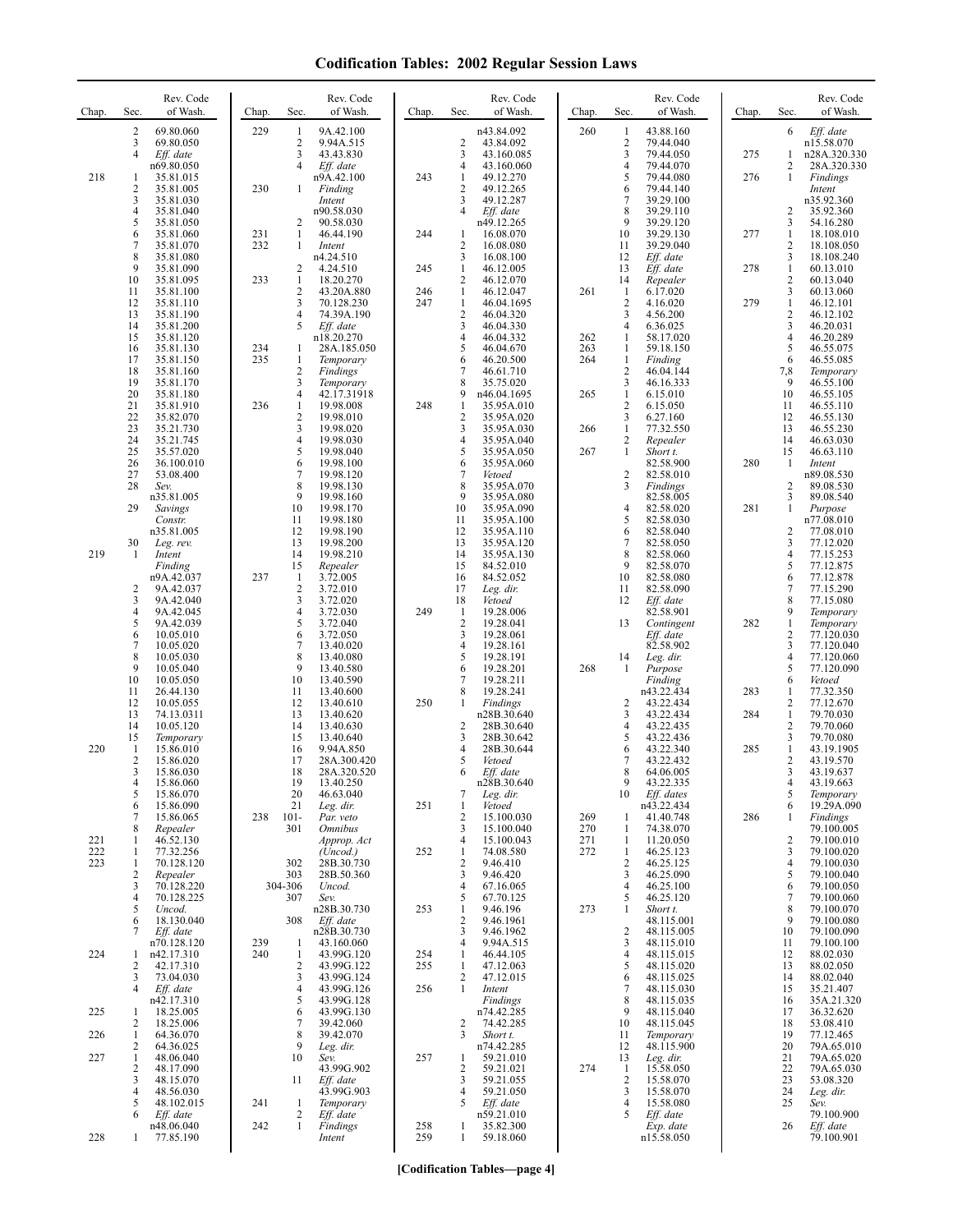# Codification Tables: 2002 Regular Session Laws

| Chap. | Sec. | Rev. Code of Wash. |
|---|---|---|
| | 2 | 69.80.060 |
| | 3 | 69.80.050 |
| | 4 | *Eff. date* n69.80.050 |
| 218 | 1 | 35.81.015 |
| | 2 | 35.81.005 |
| | 3 | 35.81.030 |
| | 4 | 35.81.040 |
| | 5 | 35.81.050 |
| | 6 | 35.81.060 |
| | 7 | 35.81.070 |
| | 8 | 35.81.080 |
| | 9 | 35.81.090 |
| | 10 | 35.81.095 |
| | 11 | 35.81.100 |
| | 12 | 35.81.110 |
| | 13 | 35.81.190 |
| | 14 | 35.81.200 |
| | 15 | 35.81.120 |
| | 16 | 35.81.130 |
| | 17 | 35.81.150 |
| | 18 | 35.81.160 |
| | 19 | 35.81.170 |
| | 20 | 35.81.180 |
| | 21 | 35.81.910 |
| | 22 | 35.82.070 |
| | 23 | 35.21.730 |
| | 24 | 35.21.745 |
| | 25 | 35.57.020 |
| | 26 | 36.100.010 |
| | 27 | 53.08.400 |
| | 28 | *Sev.* n35.81.005 |
| | 29 | *Savings Constr.* n35.81.005 |
| | 30 | *Leg. rev.* |
| 219 | 1 | *Intent Finding* n9A.42.037 |
| | 2 | 9A.42.037 |
| | 3 | 9A.42.040 |
| | 4 | 9A.42.045 |
| | 5 | 9A.42.039 |
| | 6 | 10.05.010 |
| | 7 | 10.05.020 |
| | 8 | 10.05.030 |
| | 9 | 10.05.040 |
| | 10 | 10.05.050 |
| | 11 | 26.44.130 |
| | 12 | 10.05.055 |
| | 13 | 74.13.0311 |
| | 14 | 10.05.120 |
| | 15 | *Temporary* |
| 220 | 1 | 15.86.010 |
| | 2 | 15.86.020 |
| | 3 | 15.86.030 |
| | 4 | 15.86.060 |
| | 5 | 15.86.070 |
| | 6 | 15.86.090 |
| | 7 | 15.86.065 |
| | 8 | *Repealer* |
| 221 | 1 | 46.52.130 |
| 222 | 1 | 77.32.256 |
| 223 | 1 | 70.128.120 |
| | 2 | *Repealer* |
| | 3 | 70.128.220 |
| | 4 | 70.128.225 |
| | 5 | *Uncod.* |
| | 6 | 18.130.040 |
| | 7 | *Eff. date* n70.128.120 |
| 224 | 1 | n42.17.310 |
| | 2 | 42.17.310 |
| | 3 | 73.04.030 |
| | 4 | *Eff. date* n42.17.310 |
| 225 | 1 | 18.25.005 |
| | 2 | 18.25.006 |
| 226 | 1 | 64.36.070 |
| | 2 | 64.36.025 |
| 227 | 1 | 48.06.040 |
| | 2 | 48.17.090 |
| | 3 | 48.15.070 |
| | 4 | 48.56.030 |
| | 5 | 48.102.015 |
| | 6 | *Eff. date* n48.06.040 |
| 228 | 1 | 77.85.190 |
| 229 | 1 | 9A.42.100 |
| | 2 | 9.94A.515 |
| | 3 | 43.43.830 |
| | 4 | *Eff. date* n9A.42.100 |
| 230 | 1 | *Finding Intent* n90.58.030 |
| | 2 | 90.58.030 |
| 231 | 1 | 46.44.190 |
| 232 | 1 | *Intent* n4.24.510 |
| | 2 | 4.24.510 |
| 233 | 1 | 18.20.270 |
| | 2 | 43.20A.880 |
| | 3 | 70.128.230 |
| | 4 | 74.39A.190 |
| | 5 | *Eff. date* n18.20.270 |
| 234 | 1 | 28A.185.050 |
| 235 | 1 | *Temporary* |
| | 2 | *Findings* |
| | 3 | *Temporary* |
| | 4 | 42.17.31918 |
| 236 | 1 | 19.98.008 |
| | 2 | 19.98.010 |
| | 3 | 19.98.020 |
| | 4 | 19.98.030 |
| | 5 | 19.98.040 |
| | 6 | 19.98.100 |
| | 7 | 19.98.120 |
| | 8 | 19.98.130 |
| | 9 | 19.98.160 |
| | 10 | 19.98.170 |
| | 11 | 19.98.180 |
| | 12 | 19.98.190 |
| | 13 | 19.98.200 |
| | 14 | 19.98.210 |
| | 15 | *Repealer* |
| 237 | 1 | 3.72.005 |
| | 2 | 3.72.010 |
| | 3 | 3.72.020 |
| | 4 | 3.72.030 |
| | 5 | 3.72.040 |
| | 6 | 3.72.050 |
| | 7 | 13.40.020 |
| | 8 | 13.40.080 |
| | 9 | 13.40.580 |
| | 10 | 13.40.590 |
| | 11 | 13.40.600 |
| | 12 | 13.40.610 |
| | 13 | 13.40.620 |
| | 14 | 13.40.630 |
| | 15 | 13.40.640 |
| | 16 | 9.94A.850 |
| | 17 | 28A.300.420 |
| | 18 | 28A.320.520 |
| | 19 | 13.40.250 |
| | 20 | 46.63.040 |
| | 21 | *Leg. dir.* |
| 238 | 101-301 | *Par. veto Omnibus Approp. Act (Uncod.)* |
| | 302 | 28B.30.730 |
| | 303 | 28B.50.360 |
| | 304-306 | *Uncod.* |
| | 307 | *Sev.* n28B.30.730 |
| | 308 | *Eff. date* n28B.30.730 |
| 239 | 1 | 43.160.060 |
| 240 | 1 | 43.99G.120 |
| | 2 | 43.99G.122 |
| | 3 | 43.99G.124 |
| | 4 | 43.99G.126 |
| | 5 | 43.99G.128 |
| | 6 | 43.99G.130 |
| | 7 | 39.42.060 |
| | 8 | 39.42.070 |
| | 9 | *Leg. dir.* |
| | 10 | *Sev.* 43.99G.902 |
| | 11 | *Eff. date* 43.99G.903 |
| 241 | 1 | *Temporary* |
| | 2 | *Eff. date* |
| 242 | 1 | *Findings Intent* n43.84.092 |
| | 2 | 43.84.092 |
| | 3 | 43.160.085 |
| | 4 | 43.160.060 |
| 243 | 1 | 49.12.270 |
| | 2 | 49.12.265 |
| | 3 | 49.12.287 |
| | 4 | *Eff. date* n49.12.265 |
| 244 | 1 | 16.08.070 |
| | 2 | 16.08.080 |
| | 3 | 16.08.100 |
| 245 | 1 | 46.12.005 |
| | 2 | 46.12.070 |
| 246 | 1 | 46.12.047 |
| 247 | 1 | 46.04.1695 |
| | 2 | 46.04.320 |
| | 3 | 46.04.330 |
| | 4 | 46.04.332 |
| | 5 | 46.04.670 |
| | 6 | 46.20.500 |
| | 7 | 46.61.710 |
| | 8 | 35.75.020 |
| | 9 | n46.04.1695 |
| 248 | 1 | 35.95A.010 |
| | 2 | 35.95A.020 |
| | 3 | 35.95A.030 |
| | 4 | 35.95A.040 |
| | 5 | 35.95A.050 |
| | 6 | 35.95A.060 |
| | 7 | *Vetoed* |
| | 8 | 35.95A.070 |
| | 9 | 35.95A.080 |
| | 10 | 35.95A.090 |
| | 11 | 35.95A.100 |
| | 12 | 35.95A.110 |
| | 13 | 35.95A.120 |
| | 14 | 35.95A.130 |
| | 15 | 84.52.010 |
| | 16 | 84.52.052 |
| | 17 | *Leg. dir.* |
| | 18 | *Vetoed* |
| 249 | 1 | 19.28.006 |
| | 2 | 19.28.041 |
| | 3 | 19.28.061 |
| | 4 | 19.28.161 |
| | 5 | 19.28.191 |
| | 6 | 19.28.201 |
| | 7 | 19.28.211 |
| | 8 | 19.28.241 |
| 250 | 1 | *Findings* n28B.30.640 |
| | 2 | 28B.30.640 |
| | 3 | 28B.30.642 |
| | 4 | 28B.30.644 |
| | 5 | *Vetoed* |
| | 6 | *Eff. date* n28B.30.640 |
| | 7 | *Leg. dir.* |
| 251 | 1 | *Vetoed* |
| | 2 | 15.100.030 |
| | 3 | 15.100.040 |
| | 4 | 15.100.043 |
| 252 | 1 | 74.08.580 |
| | 2 | 9.46.410 |
| | 3 | 9.46.420 |
| | 4 | 67.16.065 |
| | 5 | 67.70.125 |
| 253 | 1 | 9.46.196 |
| | 2 | 9.46.1961 |
| | 3 | 9.46.1962 |
| | 4 | 9.94A.515 |
| 254 | 1 | 46.44.105 |
| 255 | 1 | 47.12.063 |
| | 2 | 47.12.015 |
| 256 | 1 | *Intent Findings* n74.42.285 |
| | 2 | 74.42.285 |
| | 3 | *Short t.* n74.42.285 |
| 257 | 1 | 59.21.010 |
| | 2 | 59.21.021 |
| | 3 | 59.21.055 |
| | 4 | 59.21.050 |
| | 5 | *Eff. date* n59.21.010 |
| 258 | 1 | 35.82.300 |
| 259 | 1 | 59.18.060 |
| 260 | 1 | 43.88.160 |
| | 2 | 79.44.040 |
| | 3 | 79.44.050 |
| | 4 | 79.44.070 |
| | 5 | 79.44.080 |
| | 6 | 79.44.140 |
| | 7 | 39.29.100 |
| | 8 | 39.29.110 |
| | 9 | 39.29.120 |
| | 10 | 39.29.130 |
| | 11 | 39.29.040 |
| | 12 | *Eff. date* |
| | 13 | *Eff. date* |
| | 14 | *Repealer* |
| 261 | 1 | 6.17.020 |
| | 2 | 4.16.020 |
| | 3 | 4.56.200 |
| | 4 | 6.36.025 |
| 262 | 1 | 58.17.020 |
| 263 | 1 | 59.18.150 |
| 264 | 1 | *Finding* |
| | 2 | 46.04.144 |
| | 3 | 46.16.333 |
| 265 | 1 | 6.15.010 |
| | 2 | 6.15.050 |
| | 3 | 6.27.160 |
| 266 | 1 | 77.32.550 |
| | 2 | *Repealer* |
| 267 | 1 | *Short t.* 82.58.900 |
| | 2 | 82.58.010 |
| | 3 | *Findings* 82.58.005 |
| | 4 | 82.58.020 |
| | 5 | 82.58.030 |
| | 6 | 82.58.040 |
| | 7 | 82.58.050 |
| | 8 | 82.58.060 |
| | 9 | 82.58.070 |
| | 10 | 82.58.080 |
| | 11 | 82.58.090 |
| | 12 | *Eff. date* 82.58.901 |
| | 13 | *Contingent Eff. date* 82.58.902 |
| | 14 | *Leg. dir.* |
| 268 | 1 | *Purpose Finding* n43.22.434 |
| | 2 | 43.22.434 |
| | 3 | 43.22.434 |
| | 4 | 43.22.435 |
| | 5 | 43.22.436 |
| | 6 | 43.22.340 |
| | 7 | 43.22.432 |
| | 8 | 64.06.005 |
| | 9 | 43.22.335 |
| | 10 | *Eff. dates* n43.22.434 |
| 269 | 1 | 41.40.748 |
| 270 | 1 | 74.38.070 |
| 271 | 1 | 11.20.050 |
| 272 | 1 | 46.25.123 |
| | 2 | 46.25.125 |
| | 3 | 46.25.090 |
| | 4 | 46.25.100 |
| | 5 | 46.25.120 |
| 273 | 1 | *Short t.* 48.115.001 |
| | 2 | 48.115.005 |
| | 3 | 48.115.010 |
| | 4 | 48.115.015 |
| | 5 | 48.115.020 |
| | 6 | 48.115.025 |
| | 7 | 48.115.030 |
| | 8 | 48.115.035 |
| | 9 | 48.115.040 |
| | 10 | 48.115.045 |
| | 11 | *Temporary* |
| | 12 | 48.115.900 |
| | 13 | *Leg. dir.* |
| 274 | 1 | 15.58.050 |
| | 2 | 15.58.070 |
| | 3 | 15.58.070 |
| | 4 | 15.58.080 |
| | 5 | *Eff. date Exp. date* n15.58.050 |
| | 6 | *Eff. date* n15.58.070 |
| 275 | 1 | n28A.320.330 |
| | 2 | 28A.320.330 |
| 276 | 1 | *Findings Intent* n35.92.360 |
| | 2 | 35.92.360 |
| | 3 | 54.16.280 |
| 277 | 1 | 18.108.010 |
| | 2 | 18.108.050 |
| | 3 | 18.108.240 |
| 278 | 1 | 60.13.010 |
| | 2 | 60.13.040 |
| | 3 | 60.13.060 |
| 279 | 1 | 46.12.101 |
| | 2 | 46.12.102 |
| | 3 | 46.20.031 |
| | 4 | 46.20.289 |
| | 5 | 46.55.075 |
| | 6 | 46.55.085 |
| | 7,8 | *Temporary* |
| | 9 | 46.55.100 |
| | 10 | 46.55.105 |
| | 11 | 46.55.110 |
| | 12 | 46.55.130 |
| | 13 | 46.55.230 |
| | 14 | 46.63.030 |
| | 15 | 46.63.110 |
| 280 | 1 | *Intent* n89.08.530 |
| | 2 | 89.08.530 |
| | 3 | 89.08.540 |
| 281 | 1 | *Purpose* n77.08.010 |
| | 2 | 77.08.010 |
| | 3 | 77.12.020 |
| | 4 | 77.15.253 |
| | 5 | 77.12.875 |
| | 6 | 77.12.878 |
| | 7 | 77.15.290 |
| | 8 | 77.15.080 |
| | 9 | *Temporary* |
| 282 | 1 | *Temporary* |
| | 2 | 77.120.030 |
| | 3 | 77.120.040 |
| | 4 | 77.120.060 |
| | 5 | 77.120.090 |
| | 6 | *Vetoed* |
| 283 | 1 | 77.32.350 |
| | 2 | 77.12.670 |
| 284 | 1 | 79.70.030 |
| | 2 | 79.70.060 |
| | 3 | 79.70.080 |
| 285 | 1 | 43.19.1905 |
| | 2 | 43.19.570 |
| | 3 | 43.19.637 |
| | 4 | 43.19.663 |
| | 5 | *Temporary* |
| | 6 | 19.29A.090 |
| 286 | 1 | *Findings* 79.100.005 |
| | 2 | 79.100.010 |
| | 3 | 79.100.020 |
| | 4 | 79.100.030 |
| | 5 | 79.100.040 |
| | 6 | 79.100.050 |
| | 7 | 79.100.060 |
| | 8 | 79.100.070 |
| | 9 | 79.100.080 |
| | 10 | 79.100.090 |
| | 11 | 79.100.100 |
| | 12 | 88.02.030 |
| | 13 | 88.02.050 |
| | 14 | 88.02.040 |
| | 15 | 35.21.407 |
| | 16 | 35A.21.320 |
| | 17 | 36.32.620 |
| | 18 | 53.08.410 |
| | 19 | 77.12.465 |
| | 20 | 79A.65.010 |
| | 21 | 79A.65.020 |
| | 22 | 79A.65.030 |
| | 23 | 53.08.320 |
| | 24 | *Leg. dir.* |
| | 25 | *Sev.* 79.100.900 |
| | 26 | *Eff. date* 79.100.901 |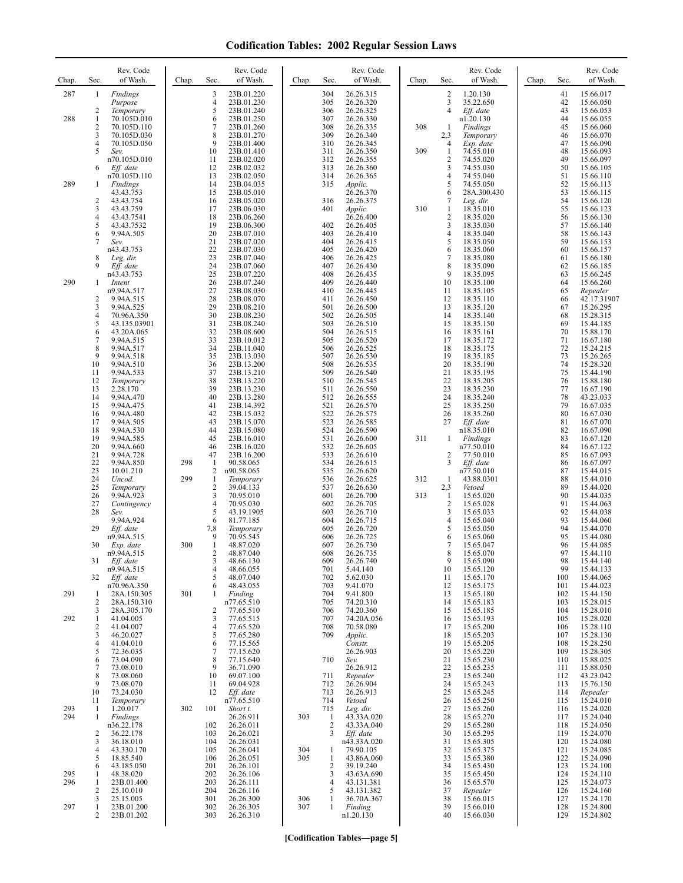# Codification Tables: 2002 Regular Session Laws

| Chap. | Sec. | Rev. Code of Wash. |
|---|---|---|
| 287 | 1 | *Findings* |
| | | *Purpose* |
| | 2 | *Temporary* |
| 288 | 1 | 70.105D.010 |
| | 2 | 70.105D.110 |
| | 3 | 70.105D.030 |
| | 4 | 70.105D.050 |
| | 5 | *Sev.* |
| | | n70.105D.010 |
| | 6 | *Eff. date* |
| | | n70.105D.110 |
| 289 | 1 | *Findings* |
| | | 43.43.753 |
| | 2 | 43.43.754 |
| | 3 | 43.43.759 |
| | 4 | 43.43.7541 |
| | 5 | 43.43.7532 |
| | 6 | 9.94A.505 |
| | 7 | *Sev.* |
| | | n43.43.753 |
| | 8 | *Leg. dir.* |
| | 9 | *Eff. date* |
| | | n43.43.753 |
| 290 | 1 | *Intent* |
| | | n9.94A.517 |
| | 2 | 9.94A.515 |
| | 3 | 9.94A.525 |
| | 4 | 70.96A.350 |
| | 5 | 43.135.03901 |
| | 6 | 43.20A.065 |
| | 7 | 9.94A.515 |
| | 8 | 9.94A.517 |
| | 9 | 9.94A.518 |
| | 10 | 9.94A.510 |
| | 11 | 9.94A.533 |
| | 12 | *Temporary* |
| | 13 | 2.28.170 |
| | 14 | 9.94A.470 |
| | 15 | 9.94A.475 |
| | 16 | 9.94A.480 |
| | 17 | 9.94A.505 |
| | 18 | 9.94A.530 |
| | 19 | 9.94A.585 |
| | 20 | 9.94A.660 |
| | 21 | 9.94A.728 |
| | 22 | 9.94A.850 |
| | 23 | 10.01.210 |
| | 24 | *Uncod.* |
| | 25 | *Temporary* |
| | 26 | 9.94A.923 |
| | 27 | *Contingency* |
| | 28 | *Sev.* |
| | | 9.94A.924 |
| | 29 | *Eff. date* |
| | | n9.94A.515 |
| | 30 | *Exp. date* |
| | | n9.94A.515 |
| | 31 | *Eff. date* |
| | | n9.94A.515 |
| | 32 | *Eff. date* |
| | | n70.96A.350 |
| 291 | 1 | 28A.150.305 |
| | 2 | 28A.150.310 |
| | 3 | 28A.305.170 |
| 292 | 1 | 41.04.005 |
| | 2 | 41.04.007 |
| | 3 | 46.20.027 |
| | 4 | 41.04.010 |
| | 5 | 72.36.035 |
| | 6 | 73.04.090 |
| | 7 | 73.08.010 |
| | 8 | 73.08.060 |
| | 9 | 73.08.070 |
| | 10 | 73.24.030 |
| | 11 | *Temporary* |
| 293 | 1 | 1.20.017 |
| 294 | 1 | *Findings* |
| | | n36.22.178 |
| | 2 | 36.22.178 |
| | 3 | 36.18.010 |
| | 4 | 43.330.170 |
| | 5 | 18.85.540 |
| | 6 | 43.185.050 |
| 295 | 1 | 48.38.020 |
| 296 | 1 | 23B.01.400 |
| | 2 | 25.10.010 |
| | 3 | 25.15.005 |
| 297 | 1 | 23B.01.200 |
| | 2 | 23B.01.202 |
| | 3 | 23B.01.220 |
| | 4 | 23B.01.230 |
| | 5 | 23B.01.240 |
| | 6 | 23B.01.250 |
| | 7 | 23B.01.260 |
| | 8 | 23B.01.270 |
| | 9 | 23B.01.400 |
| | 10 | 23B.01.410 |
| | 11 | 23B.02.020 |
| | 12 | 23B.02.032 |
| | 13 | 23B.02.050 |
| | 14 | 23B.04.035 |
| | 15 | 23B.05.010 |
| | 16 | 23B.05.020 |
| | 17 | 23B.06.030 |
| | 18 | 23B.06.260 |
| | 19 | 23B.06.300 |
| | 20 | 23B.07.010 |
| | 21 | 23B.07.020 |
| | 22 | 23B.07.030 |
| | 23 | 23B.07.040 |
| | 24 | 23B.07.060 |
| | 25 | 23B.07.220 |
| | 26 | 23B.07.240 |
| | 27 | 23B.08.030 |
| | 28 | 23B.08.070 |
| | 29 | 23B.08.210 |
| | 30 | 23B.08.230 |
| | 31 | 23B.08.240 |
| | 32 | 23B.08.600 |
| | 33 | 23B.10.012 |
| | 34 | 23B.11.040 |
| | 35 | 23B.13.030 |
| | 36 | 23B.13.200 |
| | 37 | 23B.13.210 |
| | 38 | 23B.13.220 |
| | 39 | 23B.13.230 |
| | 40 | 23B.13.280 |
| | 41 | 23B.14.392 |
| | 42 | 23B.15.032 |
| | 43 | 23B.15.070 |
| | 44 | 23B.15.080 |
| | 45 | 23B.16.010 |
| | 46 | 23B.16.020 |
| | 47 | 23B.16.200 |
| 298 | 1 | 90.58.065 |
| | 2 | n90.58.065 |
| 299 | 1 | *Temporary* |
| | 2 | 39.04.133 |
| | 3 | 70.95.010 |
| | 4 | 70.95.030 |
| | 5 | 43.19.1905 |
| | 6 | 81.77.185 |
| | 7,8 | *Temporary* |
| | 9 | 70.95.545 |
| 300 | 1 | 48.87.020 |
| | 2 | 48.87.040 |
| | 3 | 48.66.130 |
| | 4 | 48.66.055 |
| | 5 | 48.07.040 |
| | 6 | 48.43.055 |
| 301 | 1 | *Finding* |
| | | n77.65.510 |
| | 2 | 77.65.510 |
| | 3 | 77.65.515 |
| | 4 | 77.65.520 |
| | 5 | 77.65.280 |
| | 6 | 77.15.565 |
| | 7 | 77.15.620 |
| | 8 | 77.15.640 |
| | 9 | 36.71.090 |
| | 10 | 69.07.100 |
| | 11 | 69.04.928 |
| | 12 | *Eff. date* |
| | | n77.65.510 |
| 302 | 101 | *Short t.* |
| | | 26.26.911 |
| | 102 | 26.26.011 |
| | 103 | 26.26.021 |
| | 104 | 26.26.031 |
| | 105 | 26.26.041 |
| | 106 | 26.26.051 |
| | 201 | 26.26.101 |
| | 202 | 26.26.106 |
| | 203 | 26.26.111 |
| | 204 | 26.26.116 |
| | 301 | 26.26.300 |
| | 302 | 26.26.305 |
| | 303 | 26.26.310 |
| | 304 | 26.26.315 |
| | 305 | 26.26.320 |
| | 306 | 26.26.325 |
| | 307 | 26.26.330 |
| | 308 | 26.26.335 |
| | 309 | 26.26.340 |
| | 310 | 26.26.345 |
| | 311 | 26.26.350 |
| | 312 | 26.26.355 |
| | 313 | 26.26.360 |
| | 314 | 26.26.365 |
| | 315 | *Applic.* |
| | | 26.26.370 |
| | 316 | 26.26.375 |
| | 401 | *Applic.* |
| | | 26.26.400 |
| | 402 | 26.26.405 |
| | 403 | 26.26.410 |
| | 404 | 26.26.415 |
| | 405 | 26.26.420 |
| | 406 | 26.26.425 |
| | 407 | 26.26.430 |
| | 408 | 26.26.435 |
| | 409 | 26.26.440 |
| | 410 | 26.26.445 |
| | 411 | 26.26.450 |
| | 501 | 26.26.500 |
| | 502 | 26.26.505 |
| | 503 | 26.26.510 |
| | 504 | 26.26.515 |
| | 505 | 26.26.520 |
| | 506 | 26.26.525 |
| | 507 | 26.26.530 |
| | 508 | 26.26.535 |
| | 509 | 26.26.540 |
| | 510 | 26.26.545 |
| | 511 | 26.26.550 |
| | 512 | 26.26.555 |
| | 521 | 26.26.570 |
| | 522 | 26.26.575 |
| | 523 | 26.26.585 |
| | 524 | 26.26.590 |
| | 531 | 26.26.600 |
| | 532 | 26.26.605 |
| | 533 | 26.26.610 |
| | 534 | 26.26.615 |
| | 535 | 26.26.620 |
| | 536 | 26.26.625 |
| | 537 | 26.26.630 |
| | 601 | 26.26.700 |
| | 602 | 26.26.705 |
| | 603 | 26.26.710 |
| | 604 | 26.26.715 |
| | 605 | 26.26.720 |
| | 606 | 26.26.725 |
| | 607 | 26.26.730 |
| | 608 | 26.26.735 |
| | 609 | 26.26.740 |
| | 701 | 5.44.140 |
| | 702 | 5.62.030 |
| | 703 | 9.41.070 |
| | 704 | 9.41.800 |
| | 705 | 74.20.310 |
| | 706 | 74.20.360 |
| | 707 | 74.20A.056 |
| | 708 | 70.58.080 |
| | 709 | *Applic.* |
| | | *Constr.* |
| | | 26.26.903 |
| | 710 | *Sev.* |
| | | 26.26.912 |
| | 711 | *Repealer* |
| | 712 | 26.26.904 |
| | 713 | 26.26.913 |
| | 714 | *Vetoed* |
| | 715 | *Leg. dir.* |
| 303 | 1 | 43.33A.020 |
| | 2 | 43.33A.040 |
| | 3 | *Eff. date* |
| | | n43.33A.020 |
| 304 | 1 | 79.90.105 |
| 305 | 1 | 43.86A.060 |
| | 2 | 39.19.240 |
| | 3 | 43.63A.690 |
| | 4 | 43.131.381 |
| | 5 | 43.131.382 |
| 306 | 1 | 36.70A.367 |
| 307 | 1 | *Finding* |
| | | n1.20.130 |
| | 2 | 1.20.130 |
| | 3 | 35.22.650 |
| | 4 | *Eff. date* |
| | | n1.20.130 |
| 308 | 1 | *Findings* |
| | 2,3 | *Temporary* |
| | 4 | *Exp. date* |
| 309 | 1 | 74.55.010 |
| | 2 | 74.55.020 |
| | 3 | 74.55.030 |
| | 4 | 74.55.040 |
| | 5 | 74.55.050 |
| | 6 | 28A.300.430 |
| | 7 | *Leg. dir.* |
| 310 | 1 | 18.35.010 |
| | 2 | 18.35.020 |
| | 3 | 18.35.030 |
| | 4 | 18.35.040 |
| | 5 | 18.35.050 |
| | 6 | 18.35.060 |
| | 7 | 18.35.080 |
| | 8 | 18.35.090 |
| | 9 | 18.35.095 |
| | 10 | 18.35.100 |
| | 11 | 18.35.105 |
| | 12 | 18.35.110 |
| | 13 | 18.35.120 |
| | 14 | 18.35.140 |
| | 15 | 18.35.150 |
| | 16 | 18.35.161 |
| | 17 | 18.35.172 |
| | 18 | 18.35.175 |
| | 19 | 18.35.185 |
| | 20 | 18.35.190 |
| | 21 | 18.35.195 |
| | 22 | 18.35.205 |
| | 23 | 18.35.230 |
| | 24 | 18.35.240 |
| | 25 | 18.35.250 |
| | 26 | 18.35.260 |
| | 27 | *Eff. date* |
| | | n18.35.010 |
| 311 | 1 | *Findings* |
| | | n77.50.010 |
| | 2 | 77.50.010 |
| | 3 | *Eff. date* |
| | | n77.50.010 |
| 312 | 1 | 43.88.0301 |
| | 2,3 | *Vetoed* |
| 313 | 1 | 15.65.020 |
| | 2 | 15.65.028 |
| | 3 | 15.65.033 |
| | 4 | 15.65.040 |
| | 5 | 15.65.050 |
| | 6 | 15.65.060 |
| | 7 | 15.65.047 |
| | 8 | 15.65.070 |
| | 9 | 15.65.090 |
| | 10 | 15.65.120 |
| | 11 | 15.65.170 |
| | 12 | 15.65.175 |
| | 13 | 15.65.180 |
| | 14 | 15.65.183 |
| | 15 | 15.65.185 |
| | 16 | 15.65.193 |
| | 17 | 15.65.200 |
| | 18 | 15.65.203 |
| | 19 | 15.65.205 |
| | 20 | 15.65.220 |
| | 21 | 15.65.230 |
| | 22 | 15.65.235 |
| | 23 | 15.65.240 |
| | 24 | 15.65.243 |
| | 25 | 15.65.245 |
| | 26 | 15.65.250 |
| | 27 | 15.65.260 |
| | 28 | 15.65.270 |
| | 29 | 15.65.280 |
| | 30 | 15.65.295 |
| | 31 | 15.65.305 |
| | 32 | 15.65.375 |
| | 33 | 15.65.380 |
| | 34 | 15.65.430 |
| | 35 | 15.65.450 |
| | 36 | 15.65.570 |
| | 37 | *Repealer* |
| | 38 | 15.66.015 |
| | 39 | 15.66.010 |
| | 40 | 15.66.030 |
| | 41 | 15.66.017 |
| | 42 | 15.66.050 |
| | 43 | 15.66.053 |
| | 44 | 15.66.055 |
| | 45 | 15.66.060 |
| | 46 | 15.66.070 |
| | 47 | 15.66.090 |
| | 48 | 15.66.093 |
| | 49 | 15.66.097 |
| | 50 | 15.66.105 |
| | 51 | 15.66.110 |
| | 52 | 15.66.113 |
| | 53 | 15.66.115 |
| | 54 | 15.66.120 |
| | 55 | 15.66.123 |
| | 56 | 15.66.130 |
| | 57 | 15.66.140 |
| | 58 | 15.66.143 |
| | 59 | 15.66.153 |
| | 60 | 15.66.157 |
| | 61 | 15.66.180 |
| | 62 | 15.66.185 |
| | 63 | 15.66.245 |
| | 64 | 15.66.260 |
| | 65 | *Repealer* |
| | 66 | 42.17.31907 |
| | 67 | 15.26.295 |
| | 68 | 15.28.315 |
| | 69 | 15.44.185 |
| | 70 | 15.88.170 |
| | 71 | 16.67.180 |
| | 72 | 15.24.215 |
| | 73 | 15.26.265 |
| | 74 | 15.28.320 |
| | 75 | 15.44.190 |
| | 76 | 15.88.180 |
| | 77 | 16.67.190 |
| | 78 | 43.23.033 |
| | 79 | 16.67.035 |
| | 80 | 16.67.030 |
| | 81 | 16.67.070 |
| | 82 | 16.67.090 |
| | 83 | 16.67.120 |
| | 84 | 16.67.122 |
| | 85 | 16.67.093 |
| | 86 | 16.67.097 |
| | 87 | 15.44.015 |
| | 88 | 15.44.010 |
| | 89 | 15.44.020 |
| | 90 | 15.44.035 |
| | 91 | 15.44.063 |
| | 92 | 15.44.038 |
| | 93 | 15.44.060 |
| | 94 | 15.44.070 |
| | 95 | 15.44.080 |
| | 96 | 15.44.085 |
| | 97 | 15.44.110 |
| | 98 | 15.44.140 |
| | 99 | 15.44.133 |
| | 100 | 15.44.065 |
| | 101 | 15.44.023 |
| | 102 | 15.44.150 |
| | 103 | 15.28.015 |
| | 104 | 15.28.010 |
| | 105 | 15.28.020 |
| | 106 | 15.28.110 |
| | 107 | 15.28.130 |
| | 108 | 15.28.250 |
| | 109 | 15.28.305 |
| | 110 | 15.88.025 |
| | 111 | 15.88.050 |
| | 112 | 43.23.042 |
| | 113 | 15.76.150 |
| | 114 | *Repealer* |
| | 115 | 15.24.010 |
| | 116 | 15.24.020 |
| | 117 | 15.24.040 |
| | 118 | 15.24.050 |
| | 119 | 15.24.070 |
| | 120 | 15.24.080 |
| | 121 | 15.24.085 |
| | 122 | 15.24.090 |
| | 123 | 15.24.100 |
| | 124 | 15.24.110 |
| | 125 | 15.24.073 |
| | 126 | 15.24.160 |
| | 127 | 15.24.170 |
| | 128 | 15.24.800 |
| | 129 | 15.24.802 |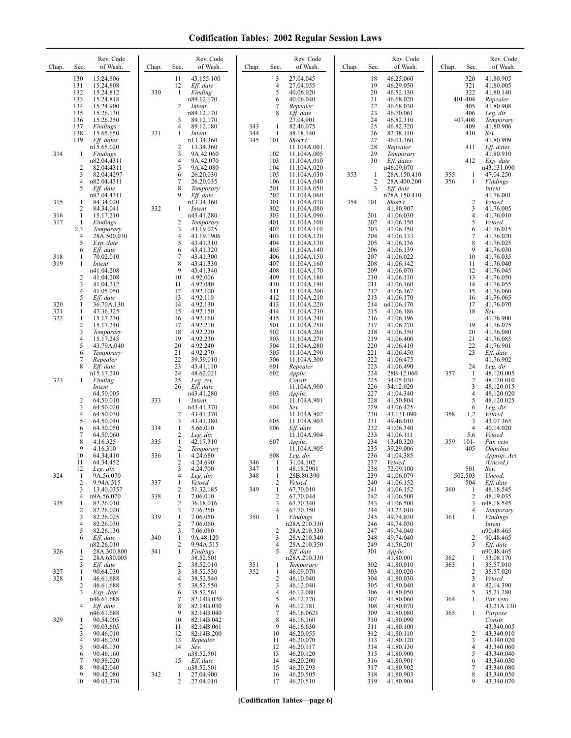# Codification Tables: 2002 Regular Session Laws

| Chap. | Sec. | Rev. Code of Wash. |
|---|---|---|
| | 130 | 15.24.806 |
| | 131 | 15.24.808 |
| | 132 | 15.24.812 |
| | 133 | 15.24.818 |
| | 134 | 15.24.900 |
| | 135 | 15.26.130 |
| | 136 | 15.26.250 |
| | 137 | *Findings* |
| | 138 | 15.65.650 |
| | 139 | *Eff. dates* n15.65.020 |
| 314 | 1 | *Findings* n82.04.4311 |
| | 2 | 82.04.4311 |
| | 3 | 82.04.4297 |
| | 4 | n82.04.4311 |
| | 5 | *Eff. date* n82.04.4311 |
| 315 | 1 | 84.34.020 |
| | 2 | 84.34.041 |
| 316 | 1 | 15.17.210 |
| 317 | 1 | *Findings* |
| | 2,3 | *Temporary* |
| | 4 | 28A.500.030 |
| | 5 | *Exp. date* |
| | 6 | *Eff. date* |
| 318 | 1 | 70.02.010 |
| 319 | 1 | *Intent* n41.04.208 |
| | 2 | 41.04.208 |
| | 3 | 41.04.212 |
| | 4 | 41.05.050 |
| | 5 | *Eff. date* |
| 320 | 1 | 36.70A.130 |
| 321 | 1 | 47.36.325 |
| 322 | 1 | 15.17.230 |
| | 2 | 15.17.240 |
| | 3 | *Temporary* |
| | 4 | 15.17.243 |
| | 5 | 43.79A.040 |
| | 6 | *Temporary* |
| | 7 | *Repealer* |
| | 8 | *Eff. date* n15.17.240 |
| 323 | 1 | *Finding Intent* 64.50.005 |
| | 2 | 64.50.010 |
| | 3 | 64.50.020 |
| | 4 | 64.50.030 |
| | 5 | 64.50.040 |
| | 6 | 64.50.050 |
| | 7 | 64.50.060 |
| | 8 | 4.16.325 |
| | 9 | 4.16.310 |
| | 10 | 64.34.410 |
| | 11 | 64.34.452 |
| | 12 | *Leg. dir.* |
| 324 | 1 | 9A.56.070 |
| | 2 | 9.94A.515 |
| | 3 | 13.40.0357 |
| | 4 | n9A.56.070 |
| 325 | 1 | 82.26.010 |
| | 2 | 82.26.020 |
| | 3 | 82.26.025 |
| | 4 | 82.26.030 |
| | 5 | 82.26.130 |
| | 6 | *Eff. date* n82.26.010 |
| 326 | 1 | 28A.300.800 |
| | 2 | 28A.630.005 |
| | 3 | *Eff. date* |
| 327 | 1 | 90.64.030 |
| 328 | 1 | 46.61.688 |
| | 2 | 46.61.688 |
| | 3 | *Exp. date* n46.61.688 |
| | 4 | *Eff. date* n46.61.688 |
| 329 | 1 | 90.54.005 |
| | 2 | 90.03.605 |
| | 3 | 90.46.010 |
| | 4 | 90.46.030 |
| | 5 | 90.46.130 |
| | 6 | 90.46.160 |
| | 7 | 90.38.020 |
| | 8 | 90.42.040 |
| | 9 | 90.42.080 |
| | 10 | 90.03.370 |
| | 11 | 43.155.100 |
| | 12 | *Eff. date* |
| 330 | 1 | *Finding* n89.12.170 |
| | 2 | *Intent* n89.12.170 |
| | 3 | 89.12.170 |
| | 4 | 89.12.180 |
| 331 | 1 | *Intent* n13.34.360 |
| | 2 | 13.34.360 |
| | 3 | 9A.42.060 |
| | 4 | 9A.42.070 |
| | 5 | 9A.42.080 |
| | 6 | 26.20.030 |
| | 7 | 26.20.035 |
| | 8 | *Temporary* |
| | 9 | *Eff. date* n13.34.360 |
| 332 | 1 | *Intent* n43.41.280 |
| | 2 | *Temporary* |
| | 3 | 43.19.025 |
| | 4 | 43.19.1906 |
| | 5 | 43.41.310 |
| | 6 | 43.41.320 |
| | 7 | 43.41.300 |
| | 8 | 43.41.330 |
| | 9 | 43.41.340 |
| | 10 | 4.92.006 |
| | 11 | 4.92.040 |
| | 12 | 4.92.100 |
| | 13 | 4.92.110 |
| | 14 | 4.92.130 |
| | 15 | 4.92.150 |
| | 16 | 4.92.160 |
| | 17 | 4.92.210 |
| | 18 | 4.92.220 |
| | 19 | 4.92.230 |
| | 20 | 4.92.240 |
| | 21 | 4.92.270 |
| | 22 | 39.59.010 |
| | 23 | 43.41.110 |
| | 24 | 48.62.021 |
| | 25 | *Leg. rev.* |
| | 26 | *Eff. date* n43.41.280 |
| 333 | 1 | *Intent* n43.41.370 |
| | 2 | 43.41.370 |
| | 3 | 43.41.380 |
| 334 | 1 | 5.66.010 |
| | 2 | *Leg. dir.* |
| 335 | 1 | 42.17.310 |
| | 2 | *Temporary* |
| 336 | 1 | 4.24.680 |
| | 2 | 4.24.690 |
| | 3 | 4.24.700 |
| | 4 | *Leg. dir.* |
| 337 | 1 | *Vetoed* |
| | 2 | 51.32.185 |
| 338 | 1 | 7.06.010 |
| | 2 | 36.18.016 |
| | 3 | 7.36.250 |
| 339 | 1 | 7.06.050 |
| | 2 | 7.06.060 |
| | 3 | 7.06.080 |
| 340 | 1 | 9A.48.120 |
| | 2 | 9.94A.515 |
| 341 | 1 | *Findings* 38.52.501 |
| | 2 | 38.52.010 |
| | 3 | 38.52.530 |
| | 4 | 38.52.540 |
| | 5 | 38.52.550 |
| | 6 | 38.52.561 |
| | 7 | 82.14B.020 |
| | 8 | 82.14B.030 |
| | 9 | 82.14B.040 |
| | 10 | 82.14B.042 |
| | 11 | 82.14B.061 |
| | 12 | 82.14B.200 |
| | 13 | *Repealer* |
| | 14 | *Sev.* n38.52.501 |
| | 15 | *Eff. date* n38.52.501 |
| 342 | 1 | 27.04.900 |
| | 2 | 27.04.010 |
| | 3 | 27.04.045 |
| | 4 | 27.04.055 |
| | 5 | 40.06.020 |
| | 6 | 40.06.040 |
| | 7 | *Repealer* |
| | 8 | *Eff. date* 27.04.901 |
| 343 | 1 | 82.46.075 |
| 344 | 1 | 48.18.140 |
| 345 | 101 | *Short t.* 11.104A.001 |
| | 102 | 11.104A.005 |
| | 103 | 11.104A.010 |
| | 104 | 11.104A.020 |
| | 105 | 11.104A.030 |
| | 106 | 11.104A.040 |
| | 201 | 11.104A.050 |
| | 202 | 11.104A.060 |
| | 301 | 11.104A.070 |
| | 302 | 11.104A.080 |
| | 303 | 11.104A.090 |
| | 401 | 11.104A.100 |
| | 402 | 11.104A.110 |
| | 403 | 11.104A.120 |
| | 404 | 11.104A.130 |
| | 405 | 11.104A.140 |
| | 406 | 11.104A.150 |
| | 407 | 11.104A.160 |
| | 408 | 11.104A.170 |
| | 409 | 11.104A.180 |
| | 410 | 11.104A.190 |
| | 411 | 11.104A.200 |
| | 412 | 11.104A.210 |
| | 413 | 11.104A.220 |
| | 414 | 11.104A.230 |
| | 415 | 11.104A.240 |
| | 501 | 11.104A.250 |
| | 502 | 11.104A.260 |
| | 503 | 11.104A.270 |
| | 504 | 11.104A.280 |
| | 505 | 11.104A.290 |
| | 506 | 11.104A.300 |
| | 601 | *Repealer* |
| | 602 | *Applic. Constr.* 11.104A.900 |
| | 603 | *Applic.* 11.104A.901 |
| | 604 | *Sev.* 11.104A.902 |
| | 605 | 11.104A.903 |
| | 606 | *Eff. date* 11.104A.904 |
| | 607 | *Applic.* 11.104A.905 |
| | 608 | *Leg. dir.* |
| 346 | 1 | 31.04.102 |
| 347 | 1 | 48.18.2901 |
| 348 | 1 | 28B.80.390 |
| | 2 | *Vetoed* |
| 349 | 1 | 67.70.010 |
| | 2 | 67.70.044 |
| | 3 | 67.70.340 |
| | 4 | 67.70.350 |
| 350 | 1 | *Findings* n28A.210.330 |
| | 2 | 28A.210.330 |
| | 3 | 28A.210.340 |
| | 4 | 28A.210.350 |
| | 5 | *Eff. date* n28A.210.330 |
| 351 | 1 | *Temporary* |
| 352 | 1 | 46.09.070 |
| | 2 | 46.10.040 |
| | 3 | 46.12.040 |
| | 4 | 46.12.080 |
| | 5 | 46.12.170 |
| | 6 | 46.12.181 |
| | 7 | 46.16.0621 |
| | 8 | 46.16.160 |
| | 9 | 46.16.630 |
| | 10 | 46.20.055 |
| | 11 | 46.20.070 |
| | 12 | 46.20.117 |
| | 13 | 46.20.120 |
| | 14 | 46.20.200 |
| | 15 | 46.20.293 |
| | 16 | 46.20.505 |
| | 17 | 46.20.510 |
| | 18 | 46.25.060 |
| | 19 | 46.29.050 |
| | 20 | 46.52.130 |
| | 21 | 46.68.020 |
| | 22 | 46.68.030 |
| | 23 | 46.70.061 |
| | 24 | 46.82.310 |
| | 25 | 46.82.320 |
| | 26 | 82.38.110 |
| | 27 | 46.01.360 |
| | 28 | *Repealer* |
| | 29 | *Temporary* |
| | 30 | *Eff. dates* n46.09.070 |
| 353 | 1 | 28A.150.410 |
| | 2 | 28A.400.200 |
| | 3 | *Eff. date* n28A.150.410 |
| 354 | 101 | *Short t.* 41.80.907 |
| | 201 | 41.06.030 |
| | 202 | 41.06.150 |
| | 203 | 41.06.150 |
| | 204 | 41.06.133 |
| | 205 | 41.06.136 |
| | 206 | 41.06.139 |
| | 207 | 41.06.022 |
| | 208 | 41.06.142 |
| | 209 | 41.06.070 |
| | 210 | 41.06.110 |
| | 211 | 41.06.160 |
| | 212 | 41.06.167 |
| | 213 | 41.06.170 |
| | 214 | n41.06.170 |
| | 215 | 41.06.186 |
| | 216 | 41.06.196 |
| | 217 | 41.06.270 |
| | 218 | 41.06.350 |
| | 219 | 41.06.400 |
| | 220 | 41.06.410 |
| | 221 | 41.06.450 |
| | 222 | 41.06.475 |
| | 223 | 41.06.490 |
| | 224 | 28B.12.060 |
| | 225 | 34.05.030 |
| | 226 | 34.12.020 |
| | 227 | 41.04.340 |
| | 228 | 41.50.804 |
| | 229 | 43.06.425 |
| | 230 | 43.131.090 |
| | 231 | 49.46.010 |
| | 232 | 41.06.340 |
| | 233 | 41.06.111 |
| | 234 | 13.40.320 |
| | 235 | 39.29.006 |
| | 236 | 41.04.385 |
| | 237 | *Vetoed* |
| | 238 | 72.09.100 |
| | 239 | 41.06.079 |
| | 240 | 41.06.152 |
| | 241 | 41.06.152 |
| | 242 | 41.06.500 |
| | 243 | 41.06.500 |
| | 244 | 43.23.010 |
| | 245 | 49.74.030 |
| | 246 | 49.74.030 |
| | 247 | 49.74.040 |
| | 248 | 49.74.040 |
| | 249 | 41.56.201 |
| | 301 | *Applic.* 41.80.001 |
| | 302 | 41.80.010 |
| | 303 | 41.80.020 |
| | 304 | 41.80.030 |
| | 305 | 41.80.040 |
| | 306 | 41.80.050 |
| | 307 | 41.80.060 |
| | 308 | 41.80.070 |
| | 309 | 41.80.080 |
| | 310 | 41.80.090 |
| | 311 | 41.80.100 |
| | 312 | 41.80.110 |
| | 313 | 41.80.120 |
| | 314 | 41.80.130 |
| | 315 | 41.80.900 |
| | 316 | 41.80.901 |
| | 317 | 41.80.902 |
| | 318 | 41.80.903 |
| | 319 | 41.80.904 |
| | 320 | 41.80.905 |
| | 321 | 41.80.005 |
| | 322 | 41.80.140 |
| | 401-404 | *Repealer* |
| | 405 | 41.80.908 |
| | 406 | *Leg. dir.* |
| | 407,408 | *Temporary* |
| | 409 | 41.80.906 |
| | 410 | *Sev.* 41.80.909 |
| | 411 | *Eff. dates* 41.80.910 |
| | 412 | *Exp. date* n43.131.090 |
| 355 | 1 | 47.04.250 |
| 356 | 1 | *Findings Intent* 41.76.001 |
| | 2 | *Vetoed* |
| | 3 | 41.76.005 |
| | 4 | 41.76.010 |
| | 5 | *Vetoed* |
| | 6 | 41.76.015 |
| | 7 | 41.76.020 |
| | 8 | 41.76.025 |
| | 9 | 41.76.030 |
| | 10 | 41.76.035 |
| | 11 | 41.76.040 |
| | 12 | 41.76.045 |
| | 13 | 41.76.050 |
| | 14 | 41.76.055 |
| | 15 | 41.76.060 |
| | 16 | 41.76.065 |
| | 17 | 41.76.070 |
| | 18 | *Sev.* 41.76.900 |
| | 19 | 41.76.075 |
| | 20 | 41.76.080 |
| | 21 | 41.76.085 |
| | 22 | 41.76.901 |
| | 23 | *Eff. date* 41.76.902 |
| | 24 | *Leg. dir.* |
| 357 | 1 | 48.120.005 |
| | 2 | 48.120.010 |
| | 3 | 48.120.015 |
| | 4 | 48.120.020 |
| | 5 | 48.120.025 |
| | 6 | *Leg. dir.* |
| 358 | 1,2 | *Vetoed* |
| | 3 | 43.07.365 |
| | 4 | 40.14.020 |
| | 5,6 | *Vetoed* |
| 359 | 101-405 | *Par. veto Omnibus Approp. Act (Uncod.)* |
| | 501 | *Sev.* |
| | 502,503 | *Uncod.* |
| | 504 | *Eff. date* |
| 360 | 1 | 48.18.545 |
| | 2 | 48.19.035 |
| | 3 | n48.18.545 |
| | 4 | *Temporary* |
| 361 | 1 | *Findings Intent* n90.48.465 |
| | 2 | 90.48.465 |
| | 3 | *Eff. date* n90.48.465 |
| 362 | 1 | 53.08.170 |
| 363 | 1 | 35.57.010 |
| | 2 | 35.57.020 |
| | 3 | *Vetoed* |
| | 4 | 82.14.390 |
| | 5 | 35.21.280 |
| 364 | 1 | *Par. veto* 43.21A.130 |
| 365 | 1 | *Purpose Constr.* 43.340.005 |
| | 2 | 43.340.010 |
| | 3 | 43.340.020 |
| | 4 | 43.340.060 |
| | 5 | 43.340.040 |
| | 6 | 43.340.030 |
| | 7 | 43.340.080 |
| | 8 | 43.340.050 |
| | 9 | 43.340.070 |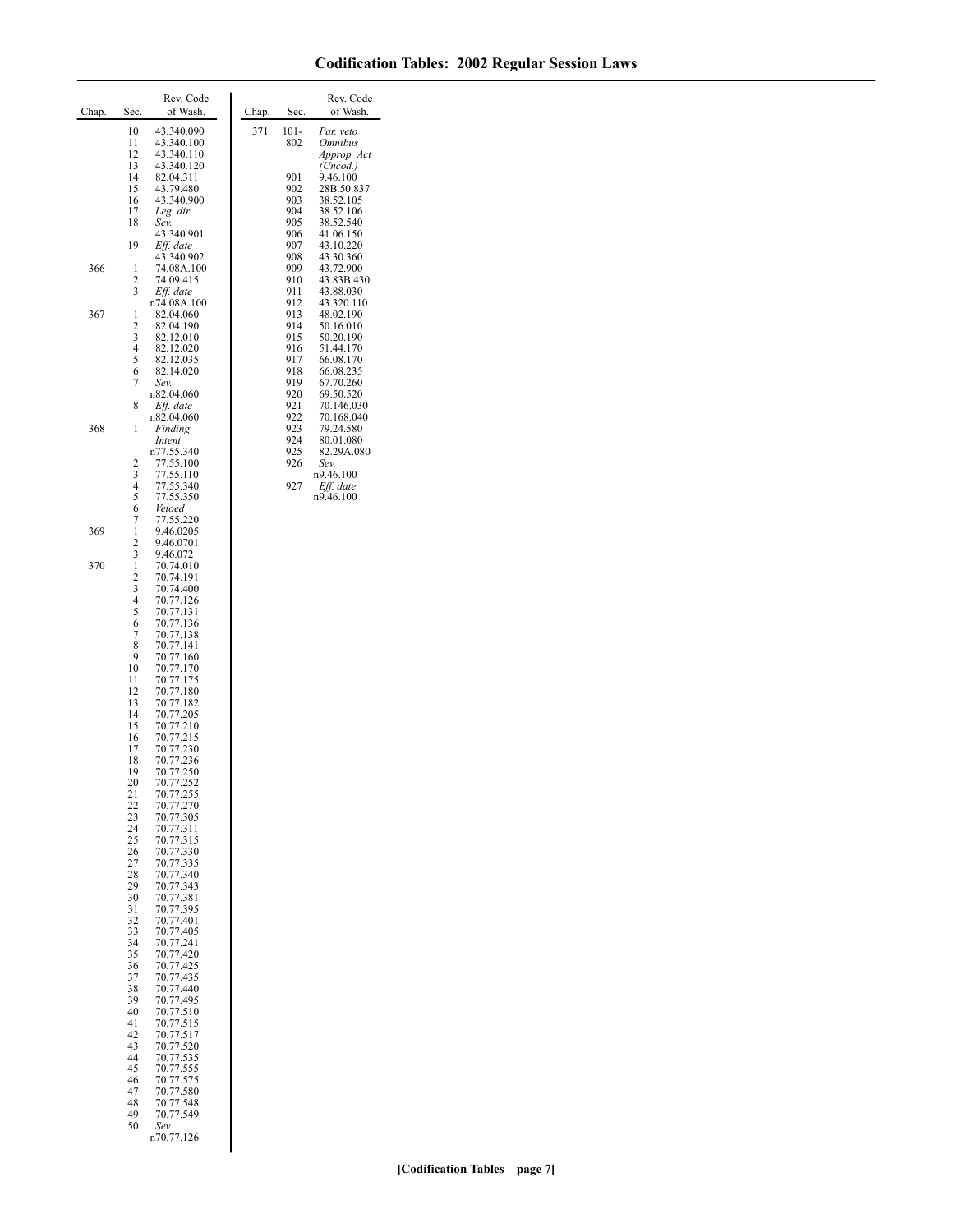| Chap. | Sec. | Rev. Code of Wash. |
|---|---|---|
| | 10 | 43.340.090 |
| | 11 | 43.340.100 |
| | 12 | 43.340.110 |
| | 13 | 43.340.120 |
| | 14 | 82.04.311 |
| | 15 | 43.79.480 |
| | 16 | 43.340.900 |
| | 17 | *Leg. dir.* |
| | 18 | *Sev.* 43.340.901 |
| | 19 | *Eff. date* 43.340.902 |
| 366 | 1 | 74.08A.100 |
| | 2 | 74.09.415 |
| | 3 | *Eff. date* n74.08A.100 |
| 367 | 1 | 82.04.060 |
| | 2 | 82.04.190 |
| | 3 | 82.12.010 |
| | 4 | 82.12.020 |
| | 5 | 82.12.035 |
| | 6 | 82.14.020 |
| | 7 | *Sev.* n82.04.060 |
| | 8 | *Eff. date* n82.04.060 |
| 368 | 1 | *Finding Intent* n77.55.340 |
| | 2 | 77.55.100 |
| | 3 | 77.55.110 |
| | 4 | 77.55.340 |
| | 5 | 77.55.350 |
| | 6 | *Vetoed* |
| | 7 | 77.55.220 |
| 369 | 1 | 9.46.0205 |
| | 2 | 9.46.0701 |
| | 3 | 9.46.072 |
| 370 | 1 | 70.74.010 |
| | 2 | 70.74.191 |
| | 3 | 70.74.400 |
| | 4 | 70.77.126 |
| | 5 | 70.77.131 |
| | 6 | 70.77.136 |
| | 7 | 70.77.138 |
| | 8 | 70.77.141 |
| | 9 | 70.77.160 |
| | 10 | 70.77.170 |
| | 11 | 70.77.175 |
| | 12 | 70.77.180 |
| | 13 | 70.77.182 |
| | 14 | 70.77.205 |
| | 15 | 70.77.210 |
| | 16 | 70.77.215 |
| | 17 | 70.77.230 |
| | 18 | 70.77.236 |
| | 19 | 70.77.250 |
| | 20 | 70.77.252 |
| | 21 | 70.77.255 |
| | 22 | 70.77.270 |
| | 23 | 70.77.305 |
| | 24 | 70.77.311 |
| | 25 | 70.77.315 |
| | 26 | 70.77.330 |
| | 27 | 70.77.335 |
| | 28 | 70.77.340 |
| | 29 | 70.77.343 |
| | 30 | 70.77.381 |
| | 31 | 70.77.395 |
| | 32 | 70.77.401 |
| | 33 | 70.77.405 |
| | 34 | 70.77.241 |
| | 35 | 70.77.420 |
| | 36 | 70.77.425 |
| | 37 | 70.77.435 |
| | 38 | 70.77.440 |
| | 39 | 70.77.495 |
| | 40 | 70.77.510 |
| | 41 | 70.77.515 |
| | 42 | 70.77.517 |
| | 43 | 70.77.520 |
| | 44 | 70.77.535 |
| | 45 | 70.77.555 |
| | 46 | 70.77.575 |
| | 47 | 70.77.580 |
| | 48 | 70.77.548 |
| | 49 | 70.77.549 |
| | 50 | *Sev.* n70.77.126 |
| 371 | 101-802 | *Par. veto Omnibus Approp. Act (Uncod.)* |
| | 901 | 9.46.100 |
| | 902 | 28B.50.837 |
| | 903 | 38.52.105 |
| | 904 | 38.52.106 |
| | 905 | 38.52.540 |
| | 906 | 41.06.150 |
| | 907 | 43.10.220 |
| | 908 | 43.30.360 |
| | 909 | 43.72.900 |
| | 910 | 43.83B.430 |
| | 911 | 43.88.030 |
| | 912 | 43.320.110 |
| | 913 | 48.02.190 |
| | 914 | 50.16.010 |
| | 915 | 50.20.190 |
| | 916 | 51.44.170 |
| | 917 | 66.08.170 |
| | 918 | 66.08.235 |
| | 919 | 67.70.260 |
| | 920 | 69.50.520 |
| | 921 | 70.146.030 |
| | 922 | 70.168.040 |
| | 923 | 79.24.580 |
| | 924 | 80.01.080 |
| | 925 | 82.29A.080 |
| | 926 | *Sev.* n9.46.100 |
| | 927 | *Eff. date* n9.46.100 |